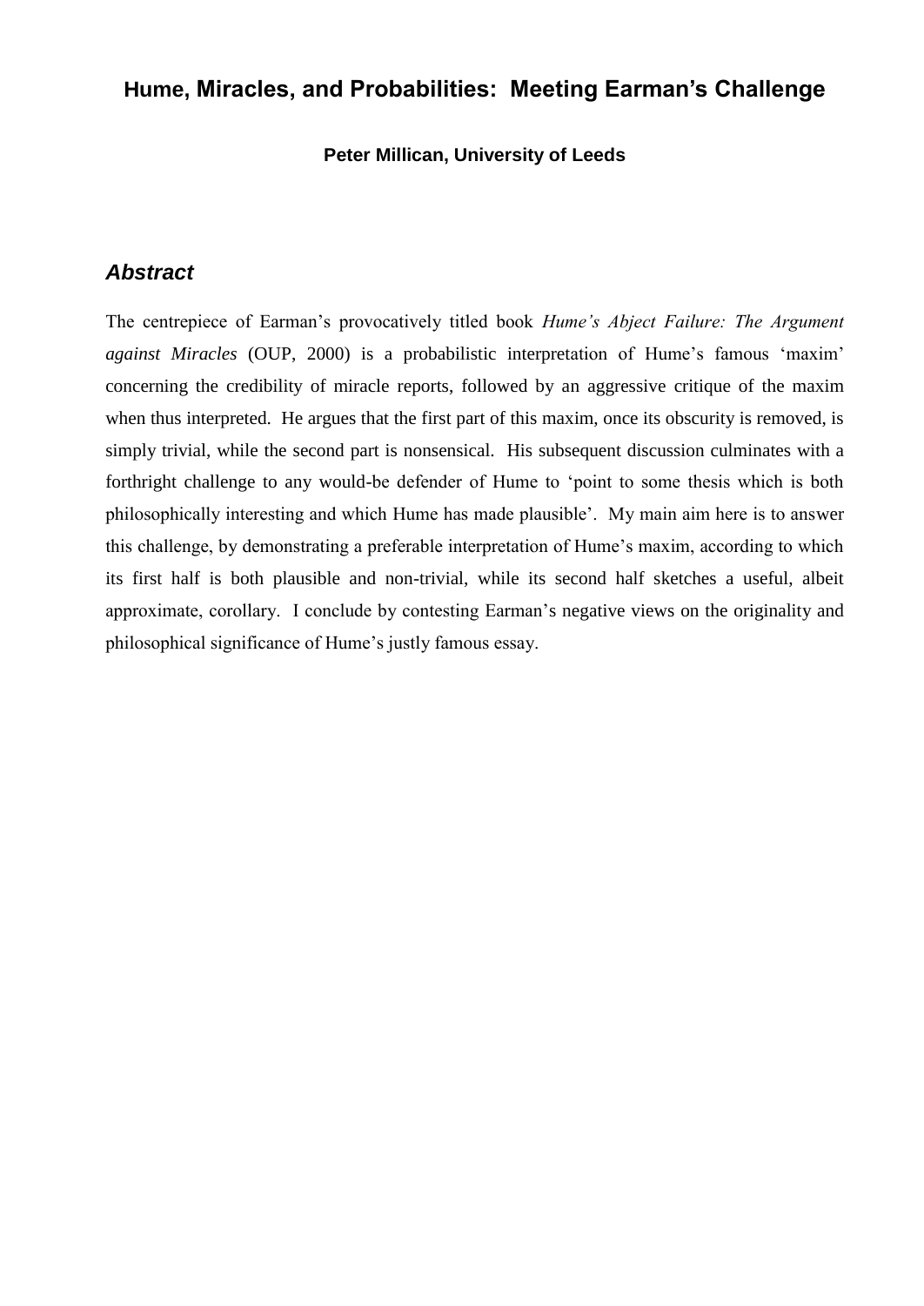# Hume, Miracles, and Probabilities: Meeting Earman's Challenge

**Peter Millican, University of Leeds**

## *Abstract*

The centrepiece of Earman's provocatively titled book *Hume's Abject Failure: The Argument against Miracles* (OUP, 2000) is a probabilistic interpretation of Hume's famous 'maxim' concerning the credibility of miracle reports, followed by an aggressive critique of the maxim when thus interpreted. He argues that the first part of this maxim, once its obscurity is removed, is simply trivial, while the second part is nonsensical. His subsequent discussion culminates with a forthright challenge to any would-be defender of Hume to 'point to some thesis which is both philosophically interesting and which Hume has made plausible'. My main aim here is to answer this challenge, by demonstrating a preferable interpretation of Hume's maxim, according to which its first half is both plausible and non-trivial, while its second half sketches a useful, albeit approximate, corollary. I conclude by contesting Earman's negative views on the originality and philosophical significance of Hume's justly famous essay.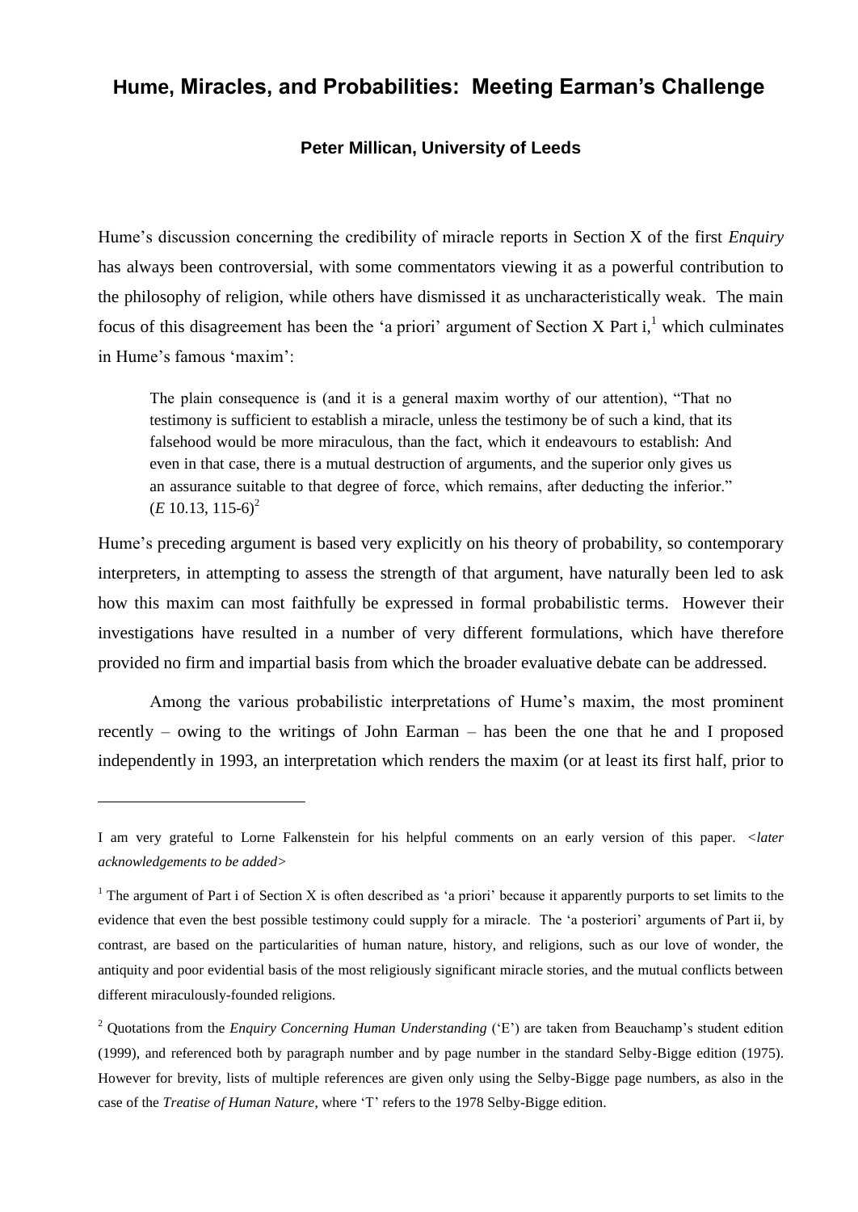# Hume, Miracles, and Probabilities: Meeting Earman's Challenge

**Peter Millican, University of Leeds**

Hume's discussion concerning the credibility of miracle reports in Section X of the first *Enquiry* has always been controversial, with some commentators viewing it as a powerful contribution to the philosophy of religion, while others have dismissed it as uncharacteristically weak. The main focus of this disagreement has been the 'a priori' argument of Section X Part i,[1] which culminates in Hume's famous 'maxim':

> The plain consequence is (and it is a general maxim worthy of our attention), "That no testimony is sufficient to establish a miracle, unless the testimony be of such a kind, that its falsehood would be more miraculous, than the fact, which it endeavours to establish: And even in that case, there is a mutual destruction of arguments, and the superior only gives us an assurance suitable to that degree of force, which remains, after deducting the inferior." (*E* 10.13, 115-6)[2]

Hume's preceding argument is based very explicitly on his theory of probability, so contemporary interpreters, in attempting to assess the strength of that argument, have naturally been led to ask how this maxim can most faithfully be expressed in formal probabilistic terms. However their investigations have resulted in a number of very different formulations, which have therefore provided no firm and impartial basis from which the broader evaluative debate can be addressed.

Among the various probabilistic interpretations of Hume's maxim, the most prominent recently – owing to the writings of John Earman – has been the one that he and I proposed independently in 1993, an interpretation which renders the maxim (or at least its first half, prior to

---

I am very grateful to Lorne Falkenstein for his helpful comments on an early version of this paper. <*later acknowledgements to be added*>

[1] The argument of Part i of Section X is often described as 'a priori' because it apparently purports to set limits to the evidence that even the best possible testimony could supply for a miracle. The 'a posteriori' arguments of Part ii, by contrast, are based on the particularities of human nature, history, and religions, such as our love of wonder, the antiquity and poor evidential basis of the most religiously significant miracle stories, and the mutual conflicts between different miraculously-founded religions.

[2] Quotations from the *Enquiry Concerning Human Understanding* ('E') are taken from Beauchamp's student edition (1999), and referenced both by paragraph number and by page number in the standard Selby-Bigge edition (1975). However for brevity, lists of multiple references are given only using the Selby-Bigge page numbers, as also in the case of the *Treatise of Human Nature*, where 'T' refers to the 1978 Selby-Bigge edition.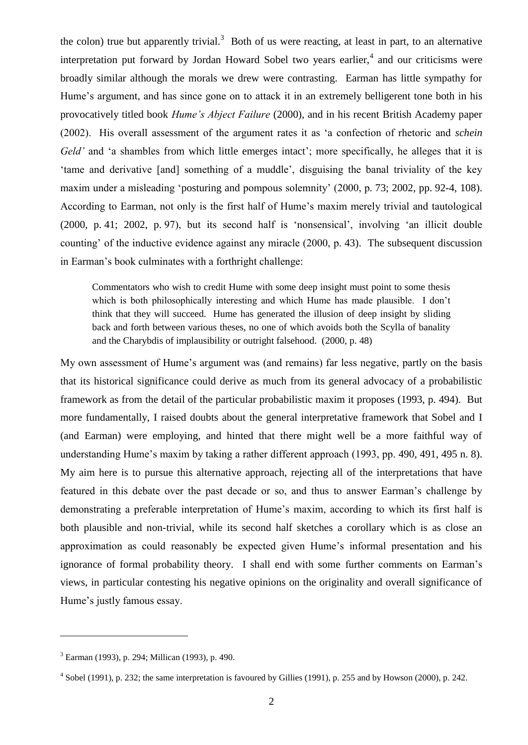the colon) true but apparently trivial.[3] Both of us were reacting, at least in part, to an alternative interpretation put forward by Jordan Howard Sobel two years earlier,[4] and our criticisms were broadly similar although the morals we drew were contrasting. Earman has little sympathy for Hume's argument, and has since gone on to attack it in an extremely belligerent tone both in his provocatively titled book *Hume's Abject Failure* (2000), and in his recent British Academy paper (2002). His overall assessment of the argument rates it as 'a confection of rhetoric and *schein Geld'* and 'a shambles from which little emerges intact'; more specifically, he alleges that it is 'tame and derivative [and] something of a muddle', disguising the banal triviality of the key maxim under a misleading 'posturing and pompous solemnity' (2000, p. 73; 2002, pp. 92-4, 108). According to Earman, not only is the first half of Hume's maxim merely trivial and tautological (2000, p. 41; 2002, p. 97), but its second half is 'nonsensical', involving 'an illicit double counting' of the inductive evidence against any miracle (2000, p. 43). The subsequent discussion in Earman's book culminates with a forthright challenge:

> Commentators who wish to credit Hume with some deep insight must point to some thesis which is both philosophically interesting and which Hume has made plausible. I don't think that they will succeed. Hume has generated the illusion of deep insight by sliding back and forth between various theses, no one of which avoids both the Scylla of banality and the Charybdis of implausibility or outright falsehood. (2000, p. 48)

My own assessment of Hume's argument was (and remains) far less negative, partly on the basis that its historical significance could derive as much from its general advocacy of a probabilistic framework as from the detail of the particular probabilistic maxim it proposes (1993, p. 494). But more fundamentally, I raised doubts about the general interpretative framework that Sobel and I (and Earman) were employing, and hinted that there might well be a more faithful way of understanding Hume's maxim by taking a rather different approach (1993, pp. 490, 491, 495 n. 8). My aim here is to pursue this alternative approach, rejecting all of the interpretations that have featured in this debate over the past decade or so, and thus to answer Earman's challenge by demonstrating a preferable interpretation of Hume's maxim, according to which its first half is both plausible and non-trivial, while its second half sketches a corollary which is as close an approximation as could reasonably be expected given Hume's informal presentation and his ignorance of formal probability theory. I shall end with some further comments on Earman's views, in particular contesting his negative opinions on the originality and overall significance of Hume's justly famous essay.

---

[3] Earman (1993), p. 294; Millican (1993), p. 490.

[4] Sobel (1991), p. 232; the same interpretation is favoured by Gillies (1991), p. 255 and by Howson (2000), p. 242.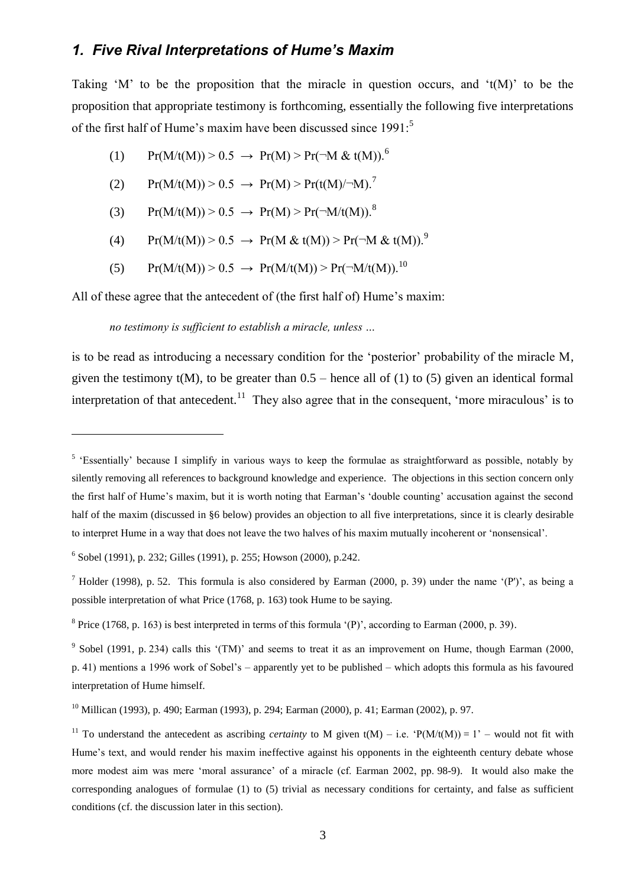## *1. Five Rival Interpretations of Hume's Maxim*

Taking 'M' to be the proposition that the miracle in question occurs, and 't(M)' to be the proposition that appropriate testimony is forthcoming, essentially the following five interpretations of the first half of Hume's maxim have been discussed since 1991:[5]

(1) $\Pr(M/t(M)) > 0.5 \rightarrow \Pr(M) > \Pr(\neg M \,\&\, t(M))$.[6]

(2) $\Pr(M/t(M)) > 0.5 \rightarrow \Pr(M) > \Pr(t(M)/\neg M)$.[7]

(3) $\Pr(M/t(M)) > 0.5 \rightarrow \Pr(M) > \Pr(\neg M/t(M))$.[8]

(4) $\Pr(M/t(M)) > 0.5 \rightarrow \Pr(M \,\&\, t(M)) > \Pr(\neg M \,\&\, t(M))$.[9]

(5) $\Pr(M/t(M)) > 0.5 \rightarrow \Pr(M/t(M)) > \Pr(\neg M/t(M))$.[10]

All of these agree that the antecedent of (the first half of) Hume's maxim:

*no testimony is sufficient to establish a miracle, unless …*

is to be read as introducing a necessary condition for the 'posterior' probability of the miracle M, given the testimony t(M), to be greater than 0.5 – hence all of (1) to (5) given an identical formal interpretation of that antecedent.[11] They also agree that in the consequent, 'more miraculous' is to

---

[5] 'Essentially' because I simplify in various ways to keep the formulae as straightforward as possible, notably by silently removing all references to background knowledge and experience. The objections in this section concern only the first half of Hume's maxim, but it is worth noting that Earman's 'double counting' accusation against the second half of the maxim (discussed in §6 below) provides an objection to all five interpretations, since it is clearly desirable to interpret Hume in a way that does not leave the two halves of his maxim mutually incoherent or 'nonsensical'.

[6] Sobel (1991), p. 232; Gilles (1991), p. 255; Howson (2000), p.242.

[7] Holder (1998), p. 52. This formula is also considered by Earman (2000, p. 39) under the name '(P')', as being a possible interpretation of what Price (1768, p. 163) took Hume to be saying.

[8] Price (1768, p. 163) is best interpreted in terms of this formula '(P)', according to Earman (2000, p. 39).

[9] Sobel (1991, p. 234) calls this '(TM)' and seems to treat it as an improvement on Hume, though Earman (2000, p. 41) mentions a 1996 work of Sobel's – apparently yet to be published – which adopts this formula as his favoured interpretation of Hume himself.

[10] Millican (1993), p. 490; Earman (1993), p. 294; Earman (2000), p. 41; Earman (2002), p. 97.

[11] To understand the antecedent as ascribing *certainty* to M given t(M) – i.e. '$P(M/t(M)) = 1$' – would not fit with Hume's text, and would render his maxim ineffective against his opponents in the eighteenth century debate whose more modest aim was mere 'moral assurance' of a miracle (cf. Earman 2002, pp. 98-9). It would also make the corresponding analogues of formulae (1) to (5) trivial as necessary conditions for certainty, and false as sufficient conditions (cf. the discussion later in this section).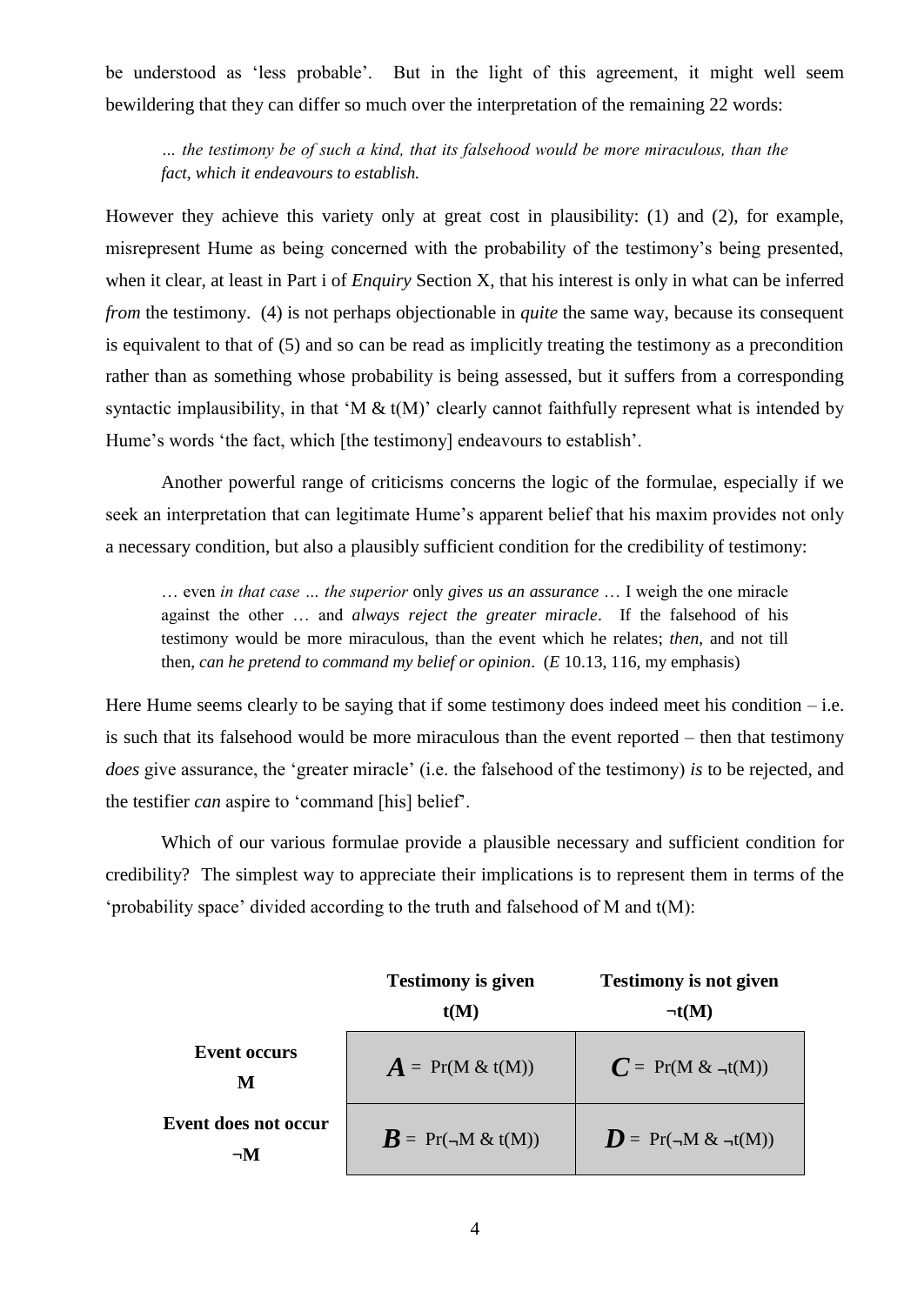be understood as 'less probable'. But in the light of this agreement, it might well seem bewildering that they can differ so much over the interpretation of the remaining 22 words:

> *… the testimony be of such a kind, that its falsehood would be more miraculous, than the fact, which it endeavours to establish.*

However they achieve this variety only at great cost in plausibility: (1) and (2), for example, misrepresent Hume as being concerned with the probability of the testimony's being presented, when it clear, at least in Part i of *Enquiry* Section X, that his interest is only in what can be inferred *from* the testimony. (4) is not perhaps objectionable in *quite* the same way, because its consequent is equivalent to that of (5) and so can be read as implicitly treating the testimony as a precondition rather than as something whose probability is being assessed, but it suffers from a corresponding syntactic implausibility, in that 'M & t(M)' clearly cannot faithfully represent what is intended by Hume's words 'the fact, which [the testimony] endeavours to establish'.

Another powerful range of criticisms concerns the logic of the formulae, especially if we seek an interpretation that can legitimate Hume's apparent belief that his maxim provides not only a necessary condition, but also a plausibly sufficient condition for the credibility of testimony:

> … even *in that case … the superior* only *gives us an assurance* … I weigh the one miracle against the other … and *always reject the greater miracle*. If the falsehood of his testimony would be more miraculous, than the event which he relates; *then*, and not till then, *can he pretend to command my belief or opinion*. (*E* 10.13, 116, my emphasis)

Here Hume seems clearly to be saying that if some testimony does indeed meet his condition – i.e. is such that its falsehood would be more miraculous than the event reported – then that testimony *does* give assurance, the 'greater miracle' (i.e. the falsehood of the testimony) *is* to be rejected, and the testifier *can* aspire to 'command [his] belief'.

Which of our various formulae provide a plausible necessary and sufficient condition for credibility? The simplest way to appreciate their implications is to represent them in terms of the 'probability space' divided according to the truth and falsehood of M and t(M):

| | **Testimony is given t(M)** | **Testimony is not given ¬t(M)** |
|---|---|---|
| **Event occurs M** | $\boldsymbol{A}$ = Pr(M & t(M)) | $\boldsymbol{C}$ = Pr(M & ¬t(M)) |
| **Event does not occur ¬M** | $\boldsymbol{B}$ = Pr(¬M & t(M)) | $\boldsymbol{D}$ = Pr(¬M & ¬t(M)) |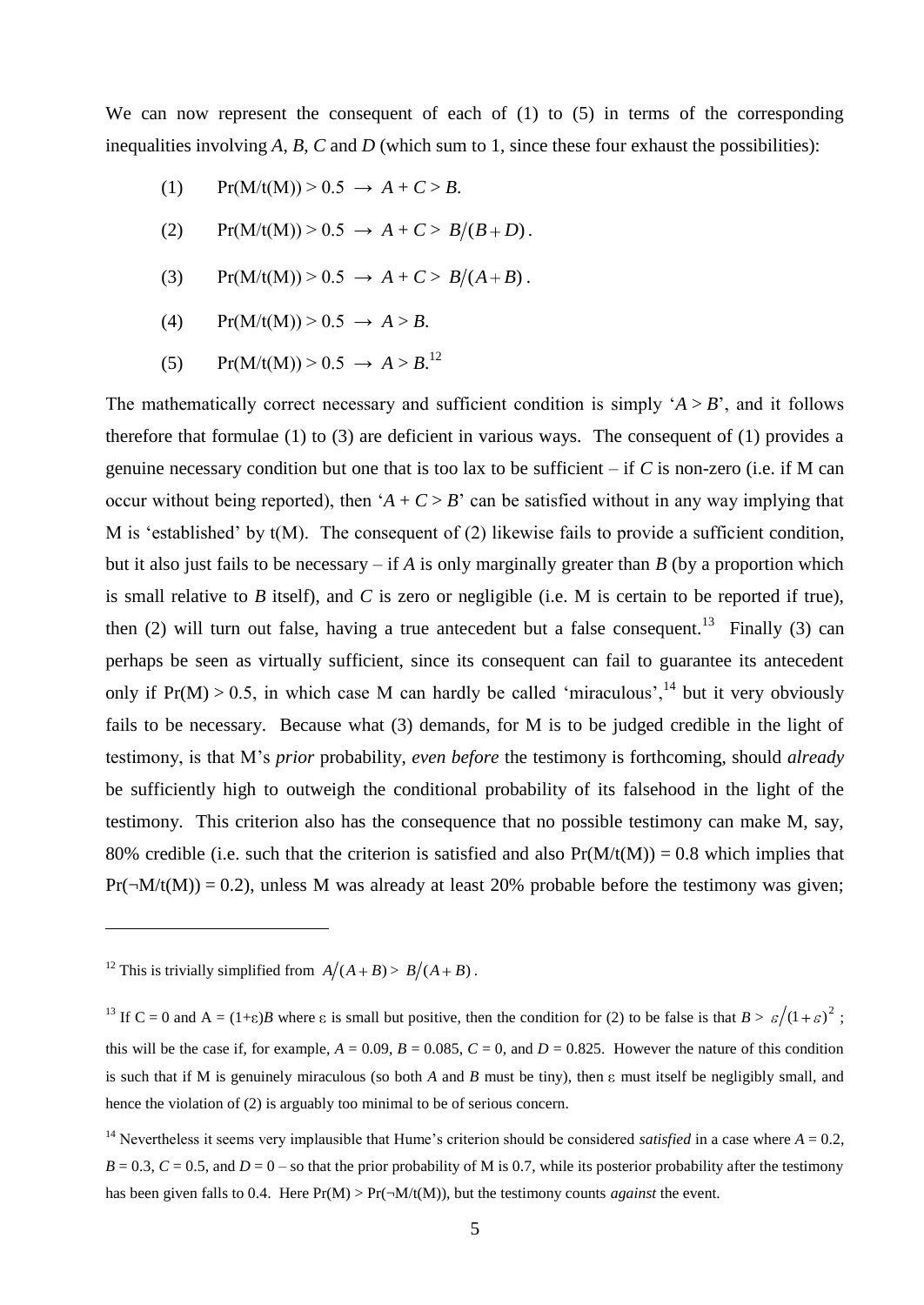We can now represent the consequent of each of (1) to (5) in terms of the corresponding inequalities involving $A$, $B$, $C$ and $D$ (which sum to 1, since these four exhaust the possibilities):

(1) $\Pr(M/t(M)) > 0.5 \rightarrow A + C > B.$

(2) $\Pr(M/t(M)) > 0.5 \rightarrow A + C > B/(B+D).$

(3) $\Pr(M/t(M)) > 0.5 \rightarrow A + C > B/(A+B).$

(4) $\Pr(M/t(M)) > 0.5 \rightarrow A > B.$

(5) $\Pr(M/t(M)) > 0.5 \rightarrow A > B.$[12]

The mathematically correct necessary and sufficient condition is simply '$A > B$', and it follows therefore that formulae (1) to (3) are deficient in various ways. The consequent of (1) provides a genuine necessary condition but one that is too lax to be sufficient – if $C$ is non-zero (i.e. if M can occur without being reported), then '$A + C > B$' can be satisfied without in any way implying that M is 'established' by t(M). The consequent of (2) likewise fails to provide a sufficient condition, but it also just fails to be necessary – if $A$ is only marginally greater than $B$ (by a proportion which is small relative to $B$ itself), and $C$ is zero or negligible (i.e. M is certain to be reported if true), then (2) will turn out false, having a true antecedent but a false consequent.[13] Finally (3) can perhaps be seen as virtually sufficient, since its consequent can fail to guarantee its antecedent only if $\Pr(M) > 0.5$, in which case M can hardly be called 'miraculous',[14] but it very obviously fails to be necessary. Because what (3) demands, for M is to be judged credible in the light of testimony, is that M's *prior* probability, *even before* the testimony is forthcoming, should *already* be sufficiently high to outweigh the conditional probability of its falsehood in the light of the testimony. This criterion also has the consequence that no possible testimony can make M, say, 80% credible (i.e. such that the criterion is satisfied and also $\Pr(M/t(M)) = 0.8$ which implies that $\Pr(\neg M/t(M)) = 0.2$), unless M was already at least 20% probable before the testimony was given;

---

[12] This is trivially simplified from $A/(A+B) > B/(A+B)$.

[13] If $C = 0$ and $A = (1+\varepsilon)B$ where $\varepsilon$ is small but positive, then the condition for (2) to be false is that $B > \varepsilon/(1+\varepsilon)^2$; this will be the case if, for example, $A = 0.09$, $B = 0.085$, $C = 0$, and $D = 0.825$. However the nature of this condition is such that if M is genuinely miraculous (so both $A$ and $B$ must be tiny), then $\varepsilon$ must itself be negligibly small, and hence the violation of (2) is arguably too minimal to be of serious concern.

[14] Nevertheless it seems very implausible that Hume's criterion should be considered *satisfied* in a case where $A = 0.2$, $B = 0.3$, $C = 0.5$, and $D = 0$ – so that the prior probability of M is 0.7, while its posterior probability after the testimony has been given falls to 0.4. Here $\Pr(M) > \Pr(\neg M/t(M))$, but the testimony counts *against* the event.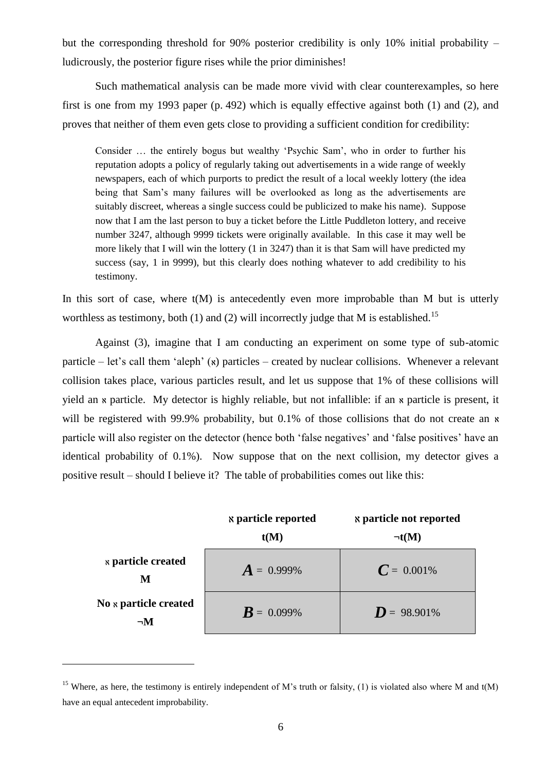but the corresponding threshold for 90% posterior credibility is only 10% initial probability – ludicrously, the posterior figure rises while the prior diminishes!

Such mathematical analysis can be made more vivid with clear counterexamples, so here first is one from my 1993 paper (p. 492) which is equally effective against both (1) and (2), and proves that neither of them even gets close to providing a sufficient condition for credibility:

> Consider … the entirely bogus but wealthy 'Psychic Sam', who in order to further his reputation adopts a policy of regularly taking out advertisements in a wide range of weekly newspapers, each of which purports to predict the result of a local weekly lottery (the idea being that Sam's many failures will be overlooked as long as the advertisements are suitably discreet, whereas a single success could be publicized to make his name). Suppose now that I am the last person to buy a ticket before the Little Puddleton lottery, and receive number 3247, although 9999 tickets were originally available. In this case it may well be more likely that I will win the lottery (1 in 3247) than it is that Sam will have predicted my success (say, 1 in 9999), but this clearly does nothing whatever to add credibility to his testimony.

In this sort of case, where t(M) is antecedently even more improbable than M but is utterly worthless as testimony, both (1) and (2) will incorrectly judge that M is established.[15]

Against (3), imagine that I am conducting an experiment on some type of sub-atomic particle – let's call them 'aleph' (ℵ) particles – created by nuclear collisions. Whenever a relevant collision takes place, various particles result, and let us suppose that 1% of these collisions will yield an ℵ particle. My detector is highly reliable, but not infallible: if an ℵ particle is present, it will be registered with 99.9% probability, but 0.1% of those collisions that do not create an ℵ particle will also register on the detector (hence both 'false negatives' and 'false positives' have an identical probability of 0.1%). Now suppose that on the next collision, my detector gives a positive result – should I believe it? The table of probabilities comes out like this:

| | **ℵ particle reported t(M)** | **ℵ particle not reported ¬t(M)** |
|---|---|---|
| **ℵ particle created M** | ***A*** = 0.999% | ***C*** = 0.001% |
| **No ℵ particle created ¬M** | ***B*** = 0.099% | ***D*** = 98.901% |

[15] Where, as here, the testimony is entirely independent of M's truth or falsity, (1) is violated also where M and t(M) have an equal antecedent improbability.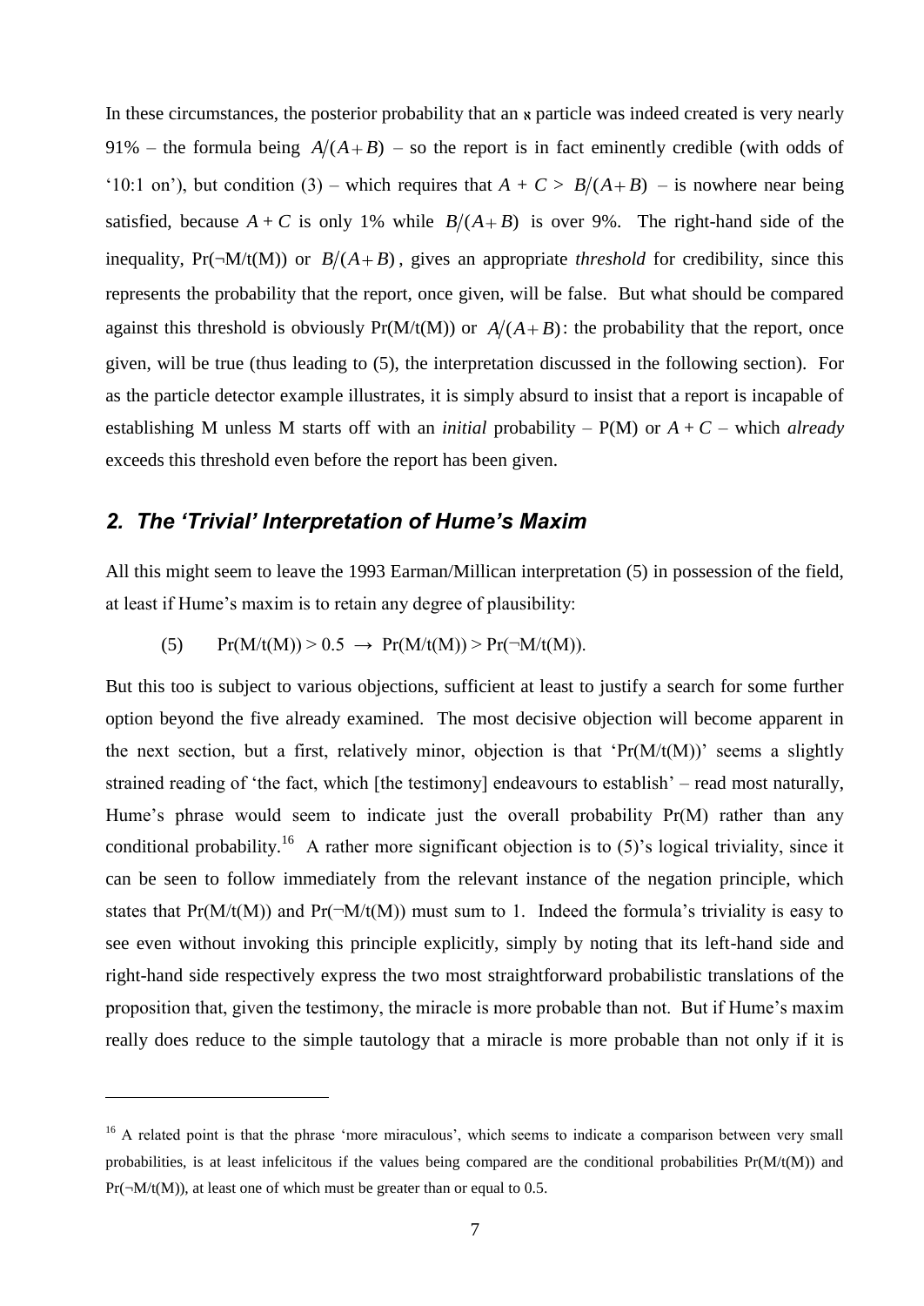In these circumstances, the posterior probability that an ℵ particle was indeed created is very nearly 91% – the formula being $A/(A+B)$ – so the report is in fact eminently credible (with odds of '10:1 on'), but condition (3) – which requires that $A + C > B/(A+B)$ – is nowhere near being satisfied, because $A + C$ is only 1% while $B/(A+B)$ is over 9%. The right-hand side of the inequality, $\Pr(\neg M/t(M))$ or $B/(A+B)$, gives an appropriate *threshold* for credibility, since this represents the probability that the report, once given, will be false. But what should be compared against this threshold is obviously $\Pr(M/t(M))$ or $A/(A+B)$: the probability that the report, once given, will be true (thus leading to (5), the interpretation discussed in the following section). For as the particle detector example illustrates, it is simply absurd to insist that a report is incapable of establishing M unless M starts off with an *initial* probability – $P(M)$ or $A + C$ – which *already* exceeds this threshold even before the report has been given.

## *2. The 'Trivial' Interpretation of Hume's Maxim*

All this might seem to leave the 1993 Earman/Millican interpretation (5) in possession of the field, at least if Hume's maxim is to retain any degree of plausibility:

(5) $\Pr(M/t(M)) > 0.5 \rightarrow \Pr(M/t(M)) > \Pr(\neg M/t(M))$.

But this too is subject to various objections, sufficient at least to justify a search for some further option beyond the five already examined. The most decisive objection will become apparent in the next section, but a first, relatively minor, objection is that '$\Pr(M/t(M))$' seems a slightly strained reading of 'the fact, which [the testimony] endeavours to establish' – read most naturally, Hume's phrase would seem to indicate just the overall probability $\Pr(M)$ rather than any conditional probability.[16] A rather more significant objection is to (5)'s logical triviality, since it can be seen to follow immediately from the relevant instance of the negation principle, which states that $\Pr(M/t(M))$ and $\Pr(\neg M/t(M))$ must sum to 1. Indeed the formula's triviality is easy to see even without invoking this principle explicitly, simply by noting that its left-hand side and right-hand side respectively express the two most straightforward probabilistic translations of the proposition that, given the testimony, the miracle is more probable than not. But if Hume's maxim really does reduce to the simple tautology that a miracle is more probable than not only if it is

[16] A related point is that the phrase 'more miraculous', which seems to indicate a comparison between very small probabilities, is at least infelicitous if the values being compared are the conditional probabilities $\Pr(M/t(M))$ and $\Pr(\neg M/t(M))$, at least one of which must be greater than or equal to 0.5.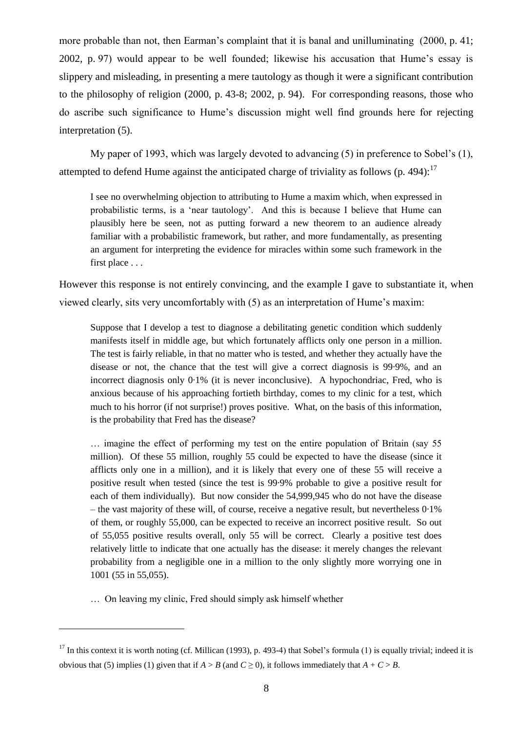more probable than not, then Earman's complaint that it is banal and unilluminating (2000, p. 41; 2002, p. 97) would appear to be well founded; likewise his accusation that Hume's essay is slippery and misleading, in presenting a mere tautology as though it were a significant contribution to the philosophy of religion (2000, p. 43-8; 2002, p. 94). For corresponding reasons, those who do ascribe such significance to Hume's discussion might well find grounds here for rejecting interpretation (5).

My paper of 1993, which was largely devoted to advancing (5) in preference to Sobel's (1), attempted to defend Hume against the anticipated charge of triviality as follows (p. 494):[17]

> I see no overwhelming objection to attributing to Hume a maxim which, when expressed in probabilistic terms, is a 'near tautology'. And this is because I believe that Hume can plausibly here be seen, not as putting forward a new theorem to an audience already familiar with a probabilistic framework, but rather, and more fundamentally, as presenting an argument for interpreting the evidence for miracles within some such framework in the first place . . .

However this response is not entirely convincing, and the example I gave to substantiate it, when viewed clearly, sits very uncomfortably with (5) as an interpretation of Hume's maxim:

> Suppose that I develop a test to diagnose a debilitating genetic condition which suddenly manifests itself in middle age, but which fortunately afflicts only one person in a million. The test is fairly reliable, in that no matter who is tested, and whether they actually have the disease or not, the chance that the test will give a correct diagnosis is 99·9%, and an incorrect diagnosis only 0·1% (it is never inconclusive). A hypochondriac, Fred, who is anxious because of his approaching fortieth birthday, comes to my clinic for a test, which much to his horror (if not surprise!) proves positive. What, on the basis of this information, is the probability that Fred has the disease?
>
> … imagine the effect of performing my test on the entire population of Britain (say 55 million). Of these 55 million, roughly 55 could be expected to have the disease (since it afflicts only one in a million), and it is likely that every one of these 55 will receive a positive result when tested (since the test is 99·9% probable to give a positive result for each of them individually). But now consider the 54,999,945 who do not have the disease – the vast majority of these will, of course, receive a negative result, but nevertheless 0·1% of them, or roughly 55,000, can be expected to receive an incorrect positive result. So out of 55,055 positive results overall, only 55 will be correct. Clearly a positive test does relatively little to indicate that one actually has the disease: it merely changes the relevant probability from a negligible one in a million to the only slightly more worrying one in 1001 (55 in 55,055).
>
> … On leaving my clinic, Fred should simply ask himself whether

[17] In this context it is worth noting (cf. Millican (1993), p. 493-4) that Sobel's formula (1) is equally trivial; indeed it is obvious that (5) implies (1) given that if $A > B$ (and $C \geq 0$), it follows immediately that $A + C > B$.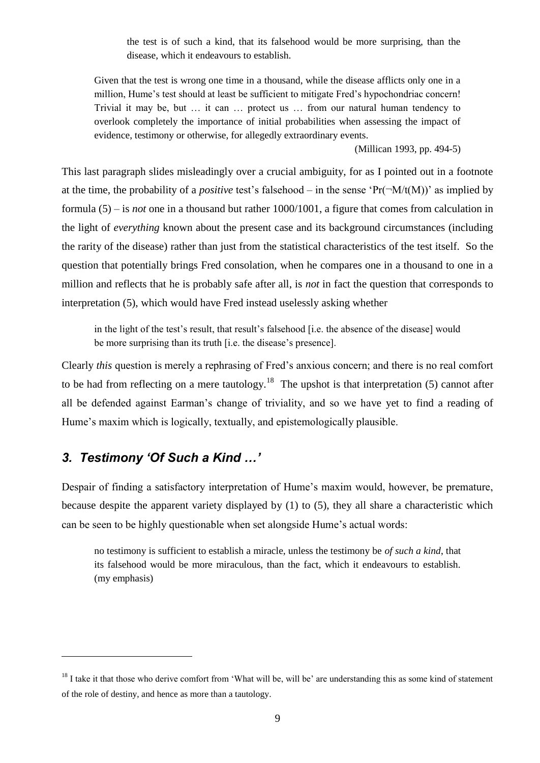> the test is of such a kind, that its falsehood would be more surprising, than the disease, which it endeavours to establish.

> Given that the test is wrong one time in a thousand, while the disease afflicts only one in a million, Hume's test should at least be sufficient to mitigate Fred's hypochondriac concern! Trivial it may be, but … it can … protect us … from our natural human tendency to overlook completely the importance of initial probabilities when assessing the impact of evidence, testimony or otherwise, for allegedly extraordinary events.
>
> (Millican 1993, pp. 494-5)

This last paragraph slides misleadingly over a crucial ambiguity, for as I pointed out in a footnote at the time, the probability of a *positive* test's falsehood – in the sense '$\Pr(\neg M/t(M))$' as implied by formula (5) – is *not* one in a thousand but rather 1000/1001, a figure that comes from calculation in the light of *everything* known about the present case and its background circumstances (including the rarity of the disease) rather than just from the statistical characteristics of the test itself. So the question that potentially brings Fred consolation, when he compares one in a thousand to one in a million and reflects that he is probably safe after all, is *not* in fact the question that corresponds to interpretation (5), which would have Fred instead uselessly asking whether

> in the light of the test's result, that result's falsehood [i.e. the absence of the disease] would be more surprising than its truth [i.e. the disease's presence].

Clearly *this* question is merely a rephrasing of Fred's anxious concern; and there is no real comfort to be had from reflecting on a mere tautology.[18] The upshot is that interpretation (5) cannot after all be defended against Earman's change of triviality, and so we have yet to find a reading of Hume's maxim which is logically, textually, and epistemologically plausible.

## *3. Testimony 'Of Such a Kind …'*

Despair of finding a satisfactory interpretation of Hume's maxim would, however, be premature, because despite the apparent variety displayed by (1) to (5), they all share a characteristic which can be seen to be highly questionable when set alongside Hume's actual words:

> no testimony is sufficient to establish a miracle, unless the testimony be *of such a kind*, that its falsehood would be more miraculous, than the fact, which it endeavours to establish. (my emphasis)

---

[18] I take it that those who derive comfort from 'What will be, will be' are understanding this as some kind of statement of the role of destiny, and hence as more than a tautology.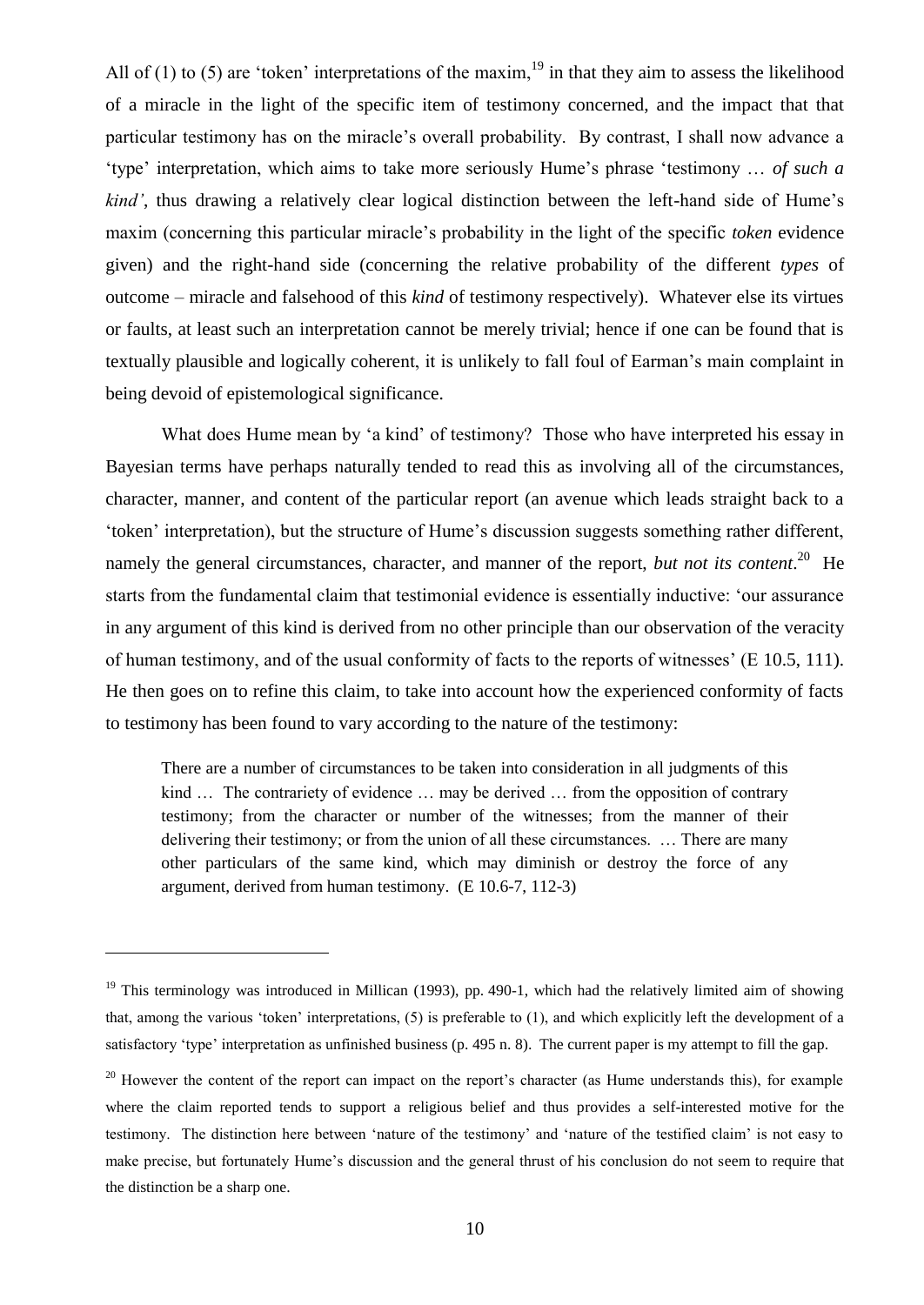All of (1) to (5) are 'token' interpretations of the maxim,[19] in that they aim to assess the likelihood of a miracle in the light of the specific item of testimony concerned, and the impact that that particular testimony has on the miracle's overall probability. By contrast, I shall now advance a 'type' interpretation, which aims to take more seriously Hume's phrase 'testimony … *of such a kind'*, thus drawing a relatively clear logical distinction between the left-hand side of Hume's maxim (concerning this particular miracle's probability in the light of the specific *token* evidence given) and the right-hand side (concerning the relative probability of the different *types* of outcome – miracle and falsehood of this *kind* of testimony respectively). Whatever else its virtues or faults, at least such an interpretation cannot be merely trivial; hence if one can be found that is textually plausible and logically coherent, it is unlikely to fall foul of Earman's main complaint in being devoid of epistemological significance.

What does Hume mean by 'a kind' of testimony? Those who have interpreted his essay in Bayesian terms have perhaps naturally tended to read this as involving all of the circumstances, character, manner, and content of the particular report (an avenue which leads straight back to a 'token' interpretation), but the structure of Hume's discussion suggests something rather different, namely the general circumstances, character, and manner of the report, *but not its content*.[20] He starts from the fundamental claim that testimonial evidence is essentially inductive: 'our assurance in any argument of this kind is derived from no other principle than our observation of the veracity of human testimony, and of the usual conformity of facts to the reports of witnesses' (E 10.5, 111). He then goes on to refine this claim, to take into account how the experienced conformity of facts to testimony has been found to vary according to the nature of the testimony:

> There are a number of circumstances to be taken into consideration in all judgments of this kind … The contrariety of evidence … may be derived … from the opposition of contrary testimony; from the character or number of the witnesses; from the manner of their delivering their testimony; or from the union of all these circumstances. … There are many other particulars of the same kind, which may diminish or destroy the force of any argument, derived from human testimony. (E 10.6-7, 112-3)

---

[19] This terminology was introduced in Millican (1993), pp. 490-1, which had the relatively limited aim of showing that, among the various 'token' interpretations, (5) is preferable to (1), and which explicitly left the development of a satisfactory 'type' interpretation as unfinished business (p. 495 n. 8). The current paper is my attempt to fill the gap.

[20] However the content of the report can impact on the report's character (as Hume understands this), for example where the claim reported tends to support a religious belief and thus provides a self-interested motive for the testimony. The distinction here between 'nature of the testimony' and 'nature of the testified claim' is not easy to make precise, but fortunately Hume's discussion and the general thrust of his conclusion do not seem to require that the distinction be a sharp one.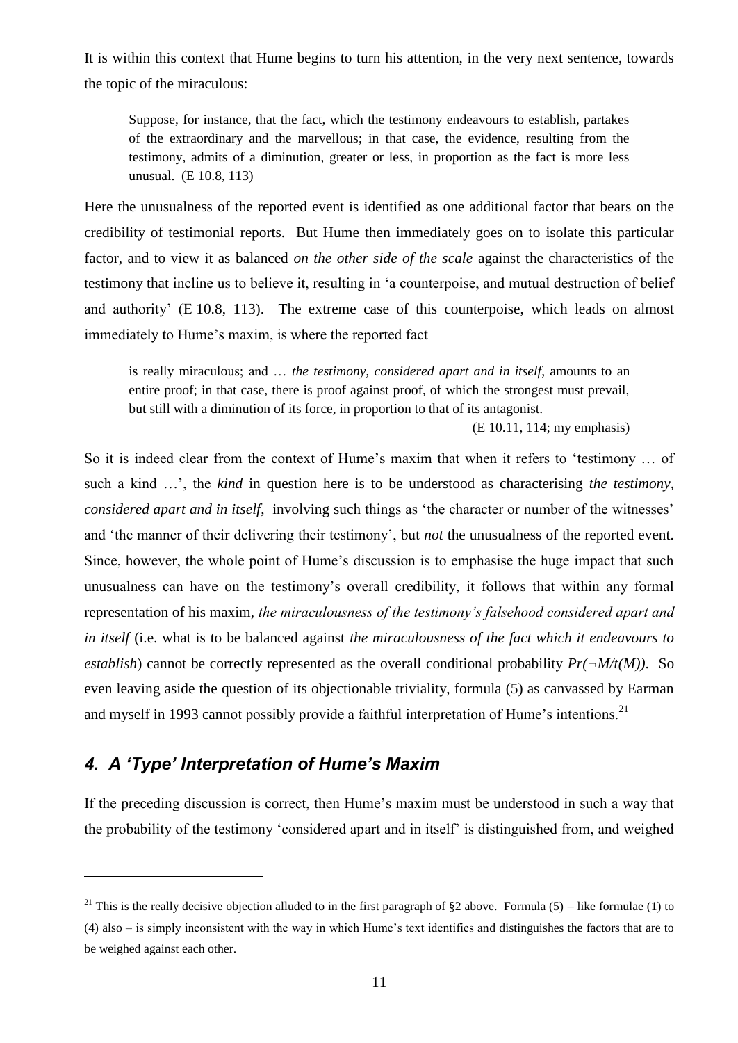It is within this context that Hume begins to turn his attention, in the very next sentence, towards the topic of the miraculous:

> Suppose, for instance, that the fact, which the testimony endeavours to establish, partakes of the extraordinary and the marvellous; in that case, the evidence, resulting from the testimony, admits of a diminution, greater or less, in proportion as the fact is more less unusual. (E 10.8, 113)

Here the unusualness of the reported event is identified as one additional factor that bears on the credibility of testimonial reports. But Hume then immediately goes on to isolate this particular factor, and to view it as balanced *on the other side of the scale* against the characteristics of the testimony that incline us to believe it, resulting in 'a counterpoise, and mutual destruction of belief and authority' (E 10.8, 113). The extreme case of this counterpoise, which leads on almost immediately to Hume's maxim, is where the reported fact

> is really miraculous; and … *the testimony, considered apart and in itself*, amounts to an entire proof; in that case, there is proof against proof, of which the strongest must prevail, but still with a diminution of its force, in proportion to that of its antagonist.
> (E 10.11, 114; my emphasis)

So it is indeed clear from the context of Hume's maxim that when it refers to 'testimony … of such a kind …', the *kind* in question here is to be understood as characterising *the testimony, considered apart and in itself*, involving such things as 'the character or number of the witnesses' and 'the manner of their delivering their testimony', but *not* the unusualness of the reported event. Since, however, the whole point of Hume's discussion is to emphasise the huge impact that such unusualness can have on the testimony's overall credibility, it follows that within any formal representation of his maxim, *the miraculousness of the testimony's falsehood considered apart and in itself* (i.e. what is to be balanced against *the miraculousness of the fact which it endeavours to establish*) cannot be correctly represented as the overall conditional probability $Pr(\neg M/t(M))$. So even leaving aside the question of its objectionable triviality, formula (5) as canvassed by Earman and myself in 1993 cannot possibly provide a faithful interpretation of Hume's intentions.[21]

## *4. A 'Type' Interpretation of Hume's Maxim*

If the preceding discussion is correct, then Hume's maxim must be understood in such a way that the probability of the testimony 'considered apart and in itself' is distinguished from, and weighed

---

[21] This is the really decisive objection alluded to in the first paragraph of §2 above. Formula (5) – like formulae (1) to (4) also – is simply inconsistent with the way in which Hume's text identifies and distinguishes the factors that are to be weighed against each other.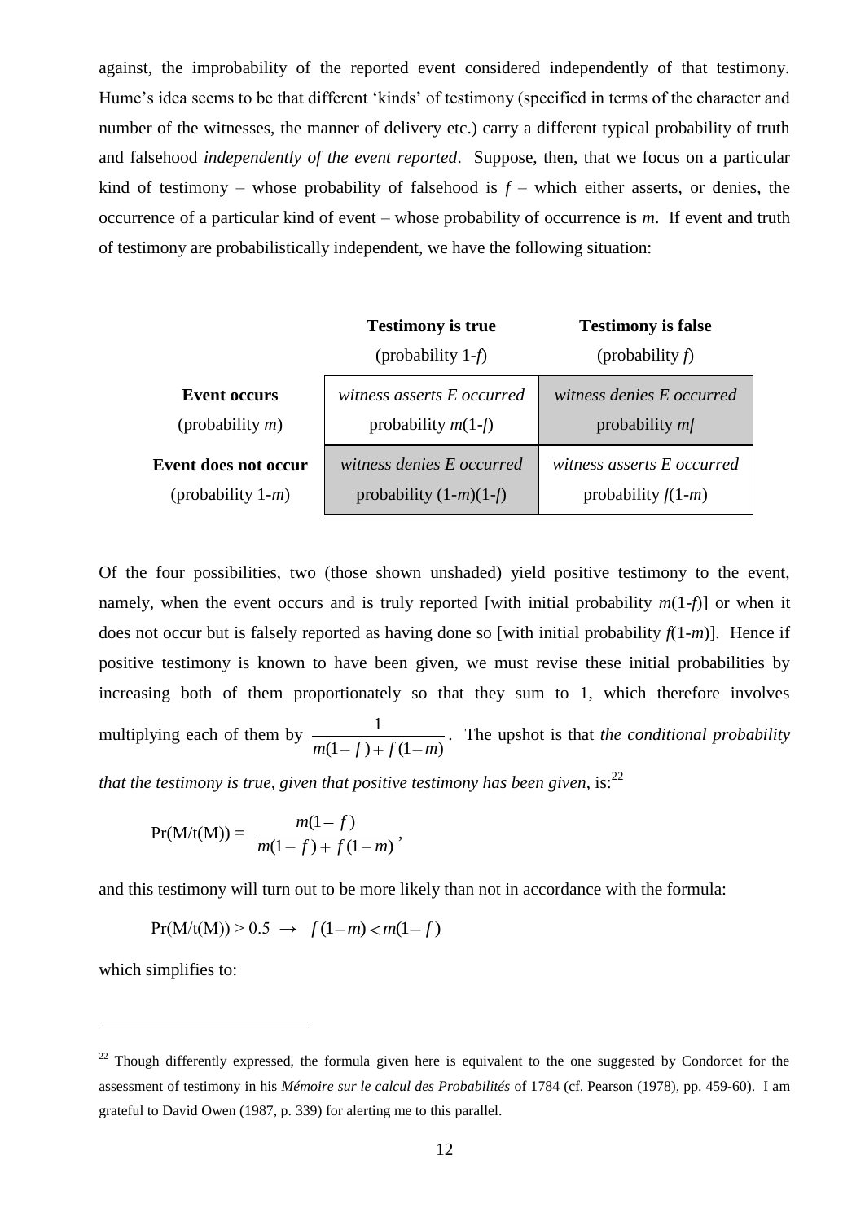against, the improbability of the reported event considered independently of that testimony. Hume's idea seems to be that different 'kinds' of testimony (specified in terms of the character and number of the witnesses, the manner of delivery etc.) carry a different typical probability of truth and falsehood *independently of the event reported*. Suppose, then, that we focus on a particular kind of testimony – whose probability of falsehood is $f$ – which either asserts, or denies, the occurrence of a particular kind of event – whose probability of occurrence is $m$. If event and truth of testimony are probabilistically independent, we have the following situation:

| | **Testimony is true** (probability $1-f$) | **Testimony is false** (probability $f$) |
|---|---|---|
| **Event occurs** (probability $m$) | *witness asserts E occurred* probability $m(1-f)$ | *witness denies E occurred* probability $mf$ |
| **Event does not occur** (probability $1-m$) | *witness denies E occurred* probability $(1-m)(1-f)$ | *witness asserts E occurred* probability $f(1-m)$ |

Of the four possibilities, two (those shown unshaded) yield positive testimony to the event, namely, when the event occurs and is truly reported [with initial probability $m(1-f)$] or when it does not occur but is falsely reported as having done so [with initial probability $f(1-m)$]. Hence if positive testimony is known to have been given, we must revise these initial probabilities by increasing both of them proportionately so that they sum to 1, which therefore involves multiplying each of them by $\frac{1}{m(1-f)+f(1-m)}$. The upshot is that *the conditional probability that the testimony is true, given that positive testimony has been given*, is:[22]

$$\Pr(M/t(M)) = \frac{m(1-f)}{m(1-f)+f(1-m)},$$

and this testimony will turn out to be more likely than not in accordance with the formula:

$$\Pr(M/t(M)) > 0.5 \rightarrow f(1-m) < m(1-f)$$

which simplifies to:

[22] Though differently expressed, the formula given here is equivalent to the one suggested by Condorcet for the assessment of testimony in his *Mémoire sur le calcul des Probabilités* of 1784 (cf. Pearson (1978), pp. 459-60). I am grateful to David Owen (1987, p. 339) for alerting me to this parallel.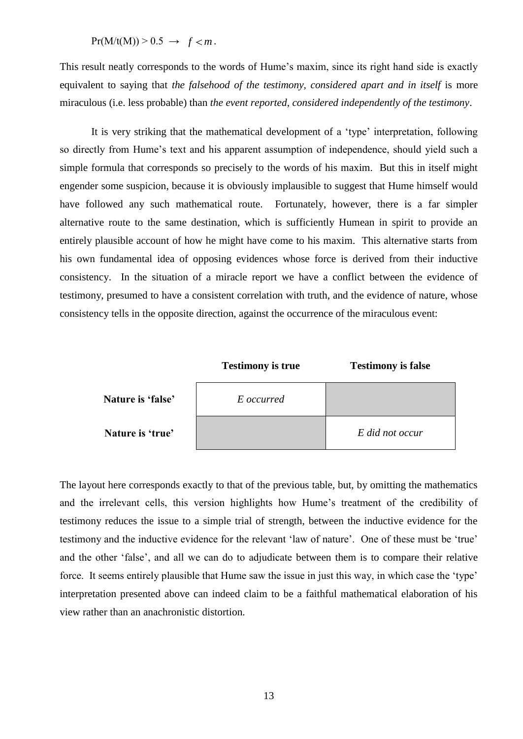$$\Pr(M/t(M)) > 0.5 \rightarrow f < m .$$

This result neatly corresponds to the words of Hume's maxim, since its right hand side is exactly equivalent to saying that *the falsehood of the testimony, considered apart and in itself* is more miraculous (i.e. less probable) than *the event reported, considered independently of the testimony*.

It is very striking that the mathematical development of a 'type' interpretation, following so directly from Hume's text and his apparent assumption of independence, should yield such a simple formula that corresponds so precisely to the words of his maxim. But this in itself might engender some suspicion, because it is obviously implausible to suggest that Hume himself would have followed any such mathematical route. Fortunately, however, there is a far simpler alternative route to the same destination, which is sufficiently Humean in spirit to provide an entirely plausible account of how he might have come to his maxim. This alternative starts from his own fundamental idea of opposing evidences whose force is derived from their inductive consistency. In the situation of a miracle report we have a conflict between the evidence of testimony, presumed to have a consistent correlation with truth, and the evidence of nature, whose consistency tells in the opposite direction, against the occurrence of the miraculous event:

| | **Testimony is true** | **Testimony is false** |
|---|---|---|
| **Nature is 'false'** | *E occurred* | |
| **Nature is 'true'** | | *E did not occur* |

The layout here corresponds exactly to that of the previous table, but, by omitting the mathematics and the irrelevant cells, this version highlights how Hume's treatment of the credibility of testimony reduces the issue to a simple trial of strength, between the inductive evidence for the testimony and the inductive evidence for the relevant 'law of nature'. One of these must be 'true' and the other 'false', and all we can do to adjudicate between them is to compare their relative force. It seems entirely plausible that Hume saw the issue in just this way, in which case the 'type' interpretation presented above can indeed claim to be a faithful mathematical elaboration of his view rather than an anachronistic distortion.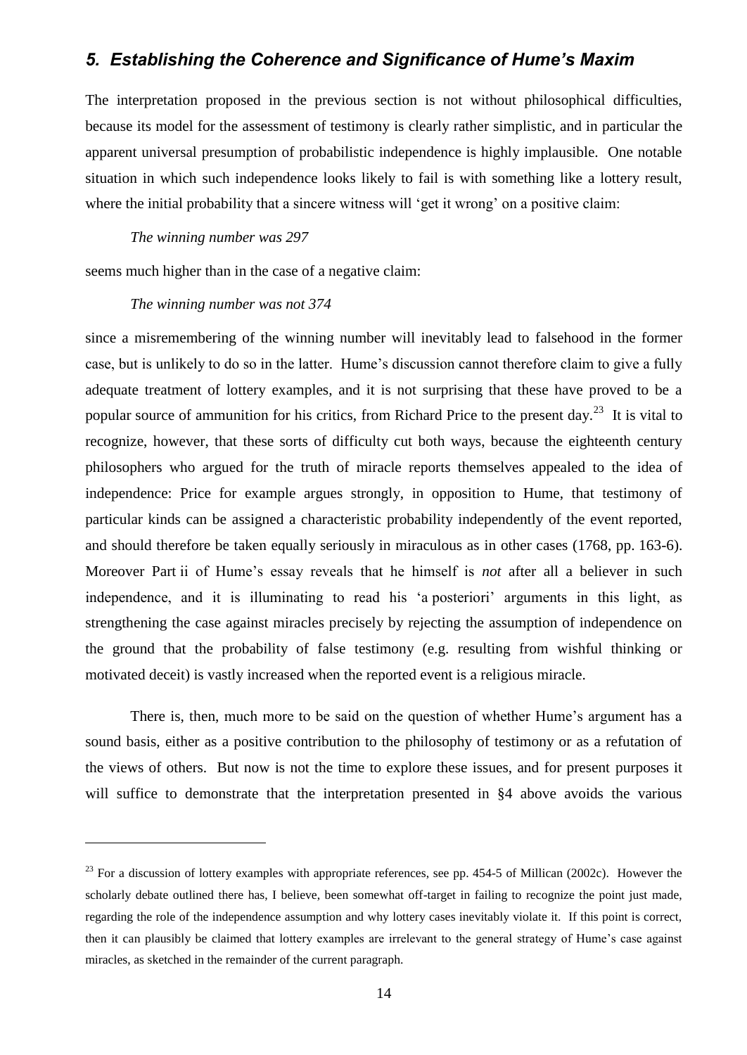## *5. Establishing the Coherence and Significance of Hume's Maxim*

The interpretation proposed in the previous section is not without philosophical difficulties, because its model for the assessment of testimony is clearly rather simplistic, and in particular the apparent universal presumption of probabilistic independence is highly implausible. One notable situation in which such independence looks likely to fail is with something like a lottery result, where the initial probability that a sincere witness will 'get it wrong' on a positive claim:

*The winning number was 297*

seems much higher than in the case of a negative claim:

*The winning number was not 374*

since a misremembering of the winning number will inevitably lead to falsehood in the former case, but is unlikely to do so in the latter. Hume's discussion cannot therefore claim to give a fully adequate treatment of lottery examples, and it is not surprising that these have proved to be a popular source of ammunition for his critics, from Richard Price to the present day.[23] It is vital to recognize, however, that these sorts of difficulty cut both ways, because the eighteenth century philosophers who argued for the truth of miracle reports themselves appealed to the idea of independence: Price for example argues strongly, in opposition to Hume, that testimony of particular kinds can be assigned a characteristic probability independently of the event reported, and should therefore be taken equally seriously in miraculous as in other cases (1768, pp. 163-6). Moreover Part ii of Hume's essay reveals that he himself is *not* after all a believer in such independence, and it is illuminating to read his 'a posteriori' arguments in this light, as strengthening the case against miracles precisely by rejecting the assumption of independence on the ground that the probability of false testimony (e.g. resulting from wishful thinking or motivated deceit) is vastly increased when the reported event is a religious miracle.

There is, then, much more to be said on the question of whether Hume's argument has a sound basis, either as a positive contribution to the philosophy of testimony or as a refutation of the views of others. But now is not the time to explore these issues, and for present purposes it will suffice to demonstrate that the interpretation presented in §4 above avoids the various

---

[23] For a discussion of lottery examples with appropriate references, see pp. 454-5 of Millican (2002c). However the scholarly debate outlined there has, I believe, been somewhat off-target in failing to recognize the point just made, regarding the role of the independence assumption and why lottery cases inevitably violate it. If this point is correct, then it can plausibly be claimed that lottery examples are irrelevant to the general strategy of Hume's case against miracles, as sketched in the remainder of the current paragraph.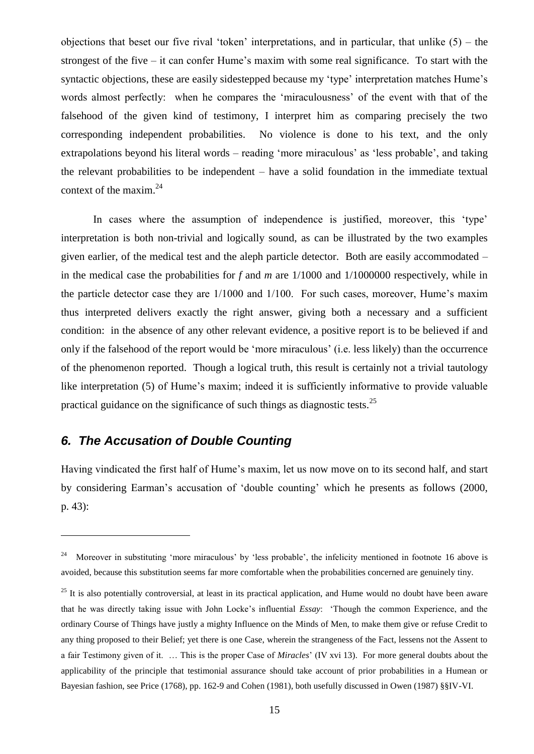objections that beset our five rival 'token' interpretations, and in particular, that unlike (5) – the strongest of the five – it can confer Hume's maxim with some real significance. To start with the syntactic objections, these are easily sidestepped because my 'type' interpretation matches Hume's words almost perfectly: when he compares the 'miraculousness' of the event with that of the falsehood of the given kind of testimony, I interpret him as comparing precisely the two corresponding independent probabilities. No violence is done to his text, and the only extrapolations beyond his literal words – reading 'more miraculous' as 'less probable', and taking the relevant probabilities to be independent – have a solid foundation in the immediate textual context of the maxim.[24]

In cases where the assumption of independence is justified, moreover, this 'type' interpretation is both non-trivial and logically sound, as can be illustrated by the two examples given earlier, of the medical test and the aleph particle detector. Both are easily accommodated – in the medical case the probabilities for $f$ and $m$ are 1/1000 and 1/1000000 respectively, while in the particle detector case they are 1/1000 and 1/100. For such cases, moreover, Hume's maxim thus interpreted delivers exactly the right answer, giving both a necessary and a sufficient condition: in the absence of any other relevant evidence, a positive report is to be believed if and only if the falsehood of the report would be 'more miraculous' (i.e. less likely) than the occurrence of the phenomenon reported. Though a logical truth, this result is certainly not a trivial tautology like interpretation (5) of Hume's maxim; indeed it is sufficiently informative to provide valuable practical guidance on the significance of such things as diagnostic tests.[25]

## 6. The Accusation of Double Counting

Having vindicated the first half of Hume's maxim, let us now move on to its second half, and start by considering Earman's accusation of 'double counting' which he presents as follows (2000, p. 43):

---

[24] Moreover in substituting 'more miraculous' by 'less probable', the infelicity mentioned in footnote 16 above is avoided, because this substitution seems far more comfortable when the probabilities concerned are genuinely tiny.

[25] It is also potentially controversial, at least in its practical application, and Hume would no doubt have been aware that he was directly taking issue with John Locke's influential *Essay*: 'Though the common Experience, and the ordinary Course of Things have justly a mighty Influence on the Minds of Men, to make them give or refuse Credit to any thing proposed to their Belief; yet there is one Case, wherein the strangeness of the Fact, lessens not the Assent to a fair Testimony given of it. … This is the proper Case of *Miracles*' (IV xvi 13). For more general doubts about the applicability of the principle that testimonial assurance should take account of prior probabilities in a Humean or Bayesian fashion, see Price (1768), pp. 162-9 and Cohen (1981), both usefully discussed in Owen (1987) §§IV-VI.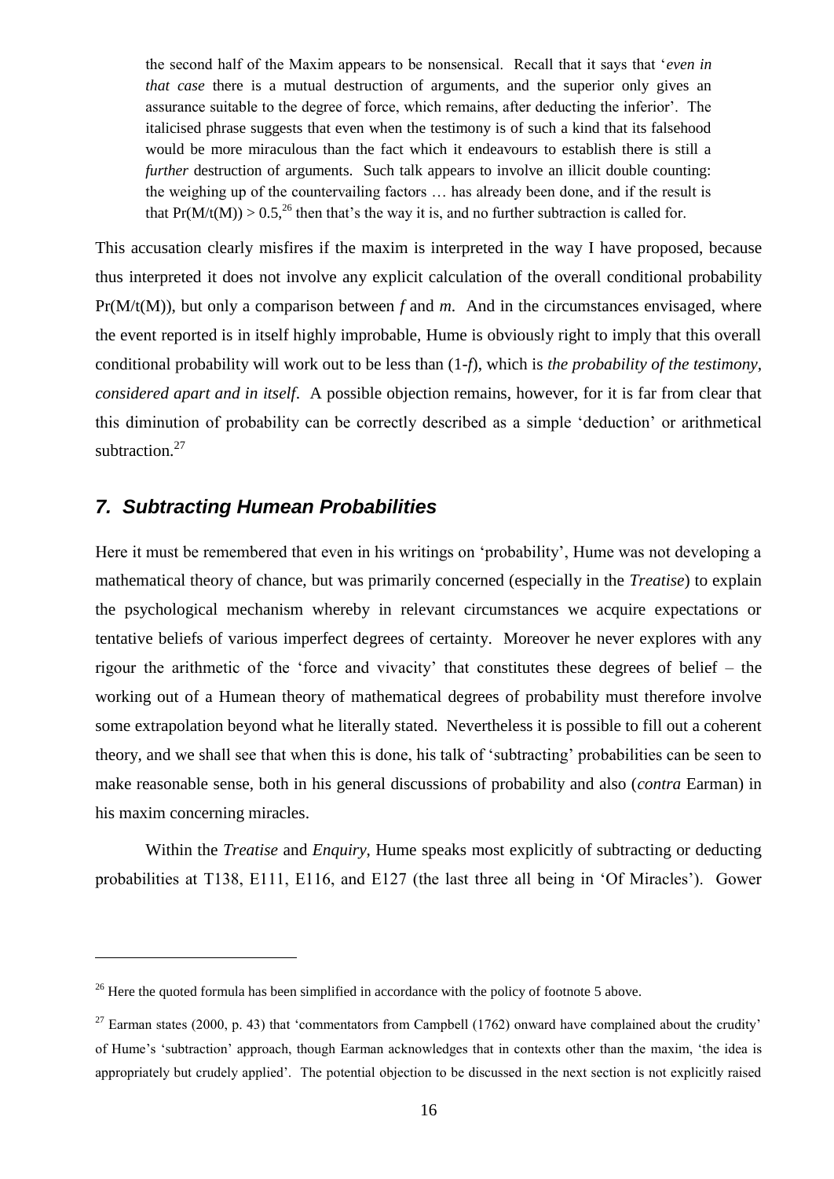> the second half of the Maxim appears to be nonsensical. Recall that it says that '*even in that case* there is a mutual destruction of arguments, and the superior only gives an assurance suitable to the degree of force, which remains, after deducting the inferior'. The italicised phrase suggests that even when the testimony is of such a kind that its falsehood would be more miraculous than the fact which it endeavours to establish there is still a *further* destruction of arguments. Such talk appears to involve an illicit double counting: the weighing up of the countervailing factors … has already been done, and if the result is that $\Pr(M/t(M)) > 0.5$,[26] then that's the way it is, and no further subtraction is called for.

This accusation clearly misfires if the maxim is interpreted in the way I have proposed, because thus interpreted it does not involve any explicit calculation of the overall conditional probability $\Pr(M/t(M))$, but only a comparison between $f$ and $m$. And in the circumstances envisaged, where the event reported is in itself highly improbable, Hume is obviously right to imply that this overall conditional probability will work out to be less than $(1\text{-}f)$, which is *the probability of the testimony, considered apart and in itself*. A possible objection remains, however, for it is far from clear that this diminution of probability can be correctly described as a simple 'deduction' or arithmetical subtraction.[27]

## *7. Subtracting Humean Probabilities*

Here it must be remembered that even in his writings on 'probability', Hume was not developing a mathematical theory of chance, but was primarily concerned (especially in the *Treatise*) to explain the psychological mechanism whereby in relevant circumstances we acquire expectations or tentative beliefs of various imperfect degrees of certainty. Moreover he never explores with any rigour the arithmetic of the 'force and vivacity' that constitutes these degrees of belief – the working out of a Humean theory of mathematical degrees of probability must therefore involve some extrapolation beyond what he literally stated. Nevertheless it is possible to fill out a coherent theory, and we shall see that when this is done, his talk of 'subtracting' probabilities can be seen to make reasonable sense, both in his general discussions of probability and also (*contra* Earman) in his maxim concerning miracles.

Within the *Treatise* and *Enquiry*, Hume speaks most explicitly of subtracting or deducting probabilities at T138, E111, E116, and E127 (the last three all being in 'Of Miracles'). Gower

---

[26] Here the quoted formula has been simplified in accordance with the policy of footnote 5 above.

[27] Earman states (2000, p. 43) that 'commentators from Campbell (1762) onward have complained about the crudity' of Hume's 'subtraction' approach, though Earman acknowledges that in contexts other than the maxim, 'the idea is appropriately but crudely applied'. The potential objection to be discussed in the next section is not explicitly raised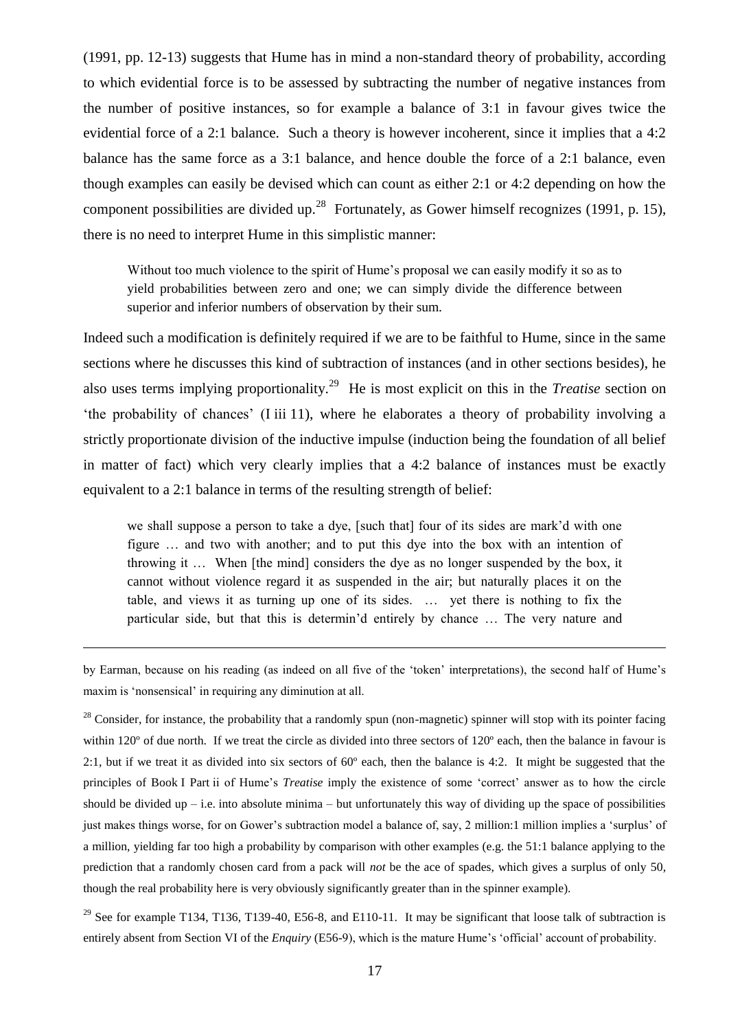(1991, pp. 12-13) suggests that Hume has in mind a non-standard theory of probability, according to which evidential force is to be assessed by subtracting the number of negative instances from the number of positive instances, so for example a balance of 3:1 in favour gives twice the evidential force of a 2:1 balance. Such a theory is however incoherent, since it implies that a 4:2 balance has the same force as a 3:1 balance, and hence double the force of a 2:1 balance, even though examples can easily be devised which can count as either 2:1 or 4:2 depending on how the component possibilities are divided up.[28] Fortunately, as Gower himself recognizes (1991, p. 15), there is no need to interpret Hume in this simplistic manner:

> Without too much violence to the spirit of Hume's proposal we can easily modify it so as to yield probabilities between zero and one; we can simply divide the difference between superior and inferior numbers of observation by their sum.

Indeed such a modification is definitely required if we are to be faithful to Hume, since in the same sections where he discusses this kind of subtraction of instances (and in other sections besides), he also uses terms implying proportionality.[29] He is most explicit on this in the *Treatise* section on 'the probability of chances' (I iii 11), where he elaborates a theory of probability involving a strictly proportionate division of the inductive impulse (induction being the foundation of all belief in matter of fact) which very clearly implies that a 4:2 balance of instances must be exactly equivalent to a 2:1 balance in terms of the resulting strength of belief:

> we shall suppose a person to take a dye, [such that] four of its sides are mark'd with one figure … and two with another; and to put this dye into the box with an intention of throwing it … When [the mind] considers the dye as no longer suspended by the box, it cannot without violence regard it as suspended in the air; but naturally places it on the table, and views it as turning up one of its sides. … yet there is nothing to fix the particular side, but that this is determin'd entirely by chance … The very nature and

---

by Earman, because on his reading (as indeed on all five of the 'token' interpretations), the second half of Hume's maxim is 'nonsensical' in requiring any diminution at all.

[28] Consider, for instance, the probability that a randomly spun (non-magnetic) spinner will stop with its pointer facing within 120º of due north. If we treat the circle as divided into three sectors of 120º each, then the balance in favour is 2:1, but if we treat it as divided into six sectors of 60º each, then the balance is 4:2. It might be suggested that the principles of Book I Part ii of Hume's *Treatise* imply the existence of some 'correct' answer as to how the circle should be divided up – i.e. into absolute minima – but unfortunately this way of dividing up the space of possibilities just makes things worse, for on Gower's subtraction model a balance of, say, 2 million:1 million implies a 'surplus' of a million, yielding far too high a probability by comparison with other examples (e.g. the 51:1 balance applying to the prediction that a randomly chosen card from a pack will *not* be the ace of spades, which gives a surplus of only 50, though the real probability here is very obviously significantly greater than in the spinner example).

[29] See for example T134, T136, T139-40, E56-8, and E110-11. It may be significant that loose talk of subtraction is entirely absent from Section VI of the *Enquiry* (E56-9), which is the mature Hume's 'official' account of probability.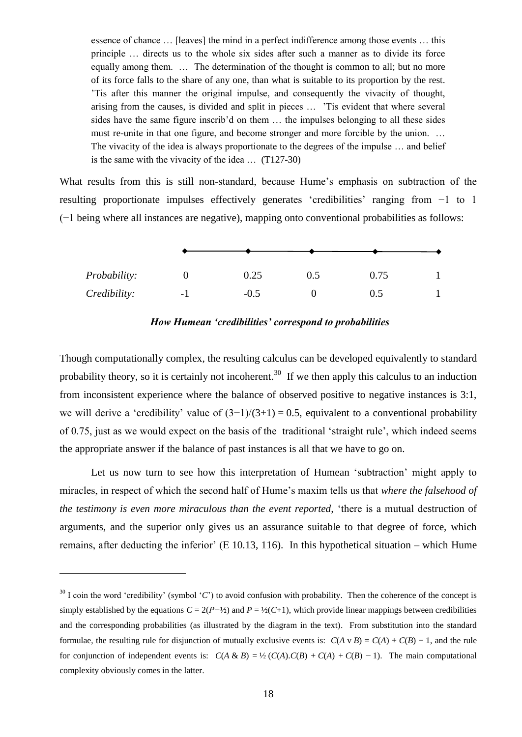> essence of chance … [leaves] the mind in a perfect indifference among those events … this principle … directs us to the whole six sides after such a manner as to divide its force equally among them. … The determination of the thought is common to all; but no more of its force falls to the share of any one, than what is suitable to its proportion by the rest. 'Tis after this manner the original impulse, and consequently the vivacity of thought, arising from the causes, is divided and split in pieces … 'Tis evident that where several sides have the same figure inscrib'd on them … the impulses belonging to all these sides must re-unite in that one figure, and become stronger and more forcible by the union. … The vivacity of the idea is always proportionate to the degrees of the impulse … and belief is the same with the vivacity of the idea … (T127-30)

What results from this is still non-standard, because Hume's emphasis on subtraction of the resulting proportionate impulses effectively generates 'credibilities' ranging from −1 to 1 (−1 being where all instances are negative), mapping onto conventional probabilities as follows:

| | | | | | |
|---|---|---|---|---|---|
| *Probability:* | 0 | 0.25 | 0.5 | 0.75 | 1 |
| *Credibility:* | -1 | -0.5 | 0 | 0.5 | 1 |

***How Humean 'credibilities' correspond to probabilities***

Though computationally complex, the resulting calculus can be developed equivalently to standard probability theory, so it is certainly not incoherent.[30] If we then apply this calculus to an induction from inconsistent experience where the balance of observed positive to negative instances is 3:1, we will derive a 'credibility' value of $(3-1)/(3+1) = 0.5$, equivalent to a conventional probability of 0.75, just as we would expect on the basis of the traditional 'straight rule', which indeed seems the appropriate answer if the balance of past instances is all that we have to go on.

Let us now turn to see how this interpretation of Humean 'subtraction' might apply to miracles, in respect of which the second half of Hume's maxim tells us that *where the falsehood of the testimony is even more miraculous than the event reported*, 'there is a mutual destruction of arguments, and the superior only gives us an assurance suitable to that degree of force, which remains, after deducting the inferior' (E 10.13, 116). In this hypothetical situation – which Hume

[30] I coin the word 'credibility' (symbol '$C$') to avoid confusion with probability. Then the coherence of the concept is simply established by the equations $C = 2(P-½)$ and $P = ½(C+1)$, which provide linear mappings between credibilities and the corresponding probabilities (as illustrated by the diagram in the text). From substitution into the standard formulae, the resulting rule for disjunction of mutually exclusive events is: $C(A \vee B) = C(A) + C(B) + 1$, and the rule for conjunction of independent events is: $C(A \,\&\, B) = ½\,(C(A).C(B) + C(A) + C(B) - 1)$. The main computational complexity obviously comes in the latter.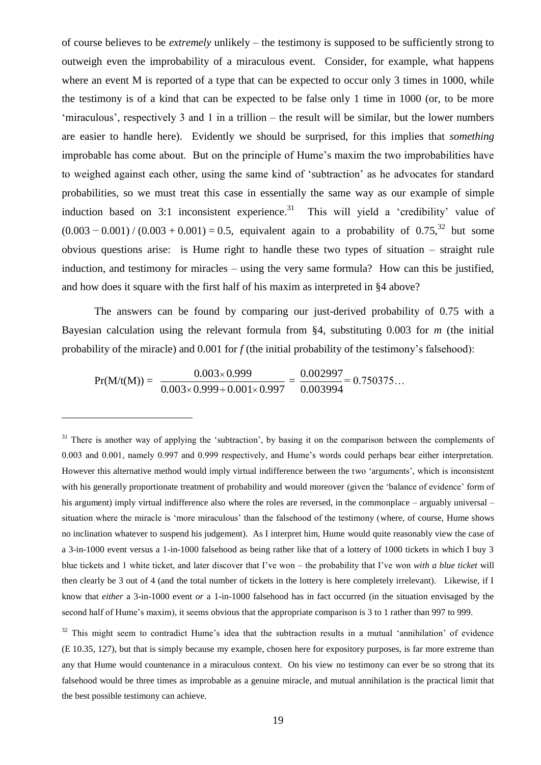of course believes to be *extremely* unlikely – the testimony is supposed to be sufficiently strong to outweigh even the improbability of a miraculous event. Consider, for example, what happens where an event M is reported of a type that can be expected to occur only 3 times in 1000, while the testimony is of a kind that can be expected to be false only 1 time in 1000 (or, to be more 'miraculous', respectively 3 and 1 in a trillion – the result will be similar, but the lower numbers are easier to handle here). Evidently we should be surprised, for this implies that *something* improbable has come about. But on the principle of Hume's maxim the two improbabilities have to weighed against each other, using the same kind of 'subtraction' as he advocates for standard probabilities, so we must treat this case in essentially the same way as our example of simple induction based on 3:1 inconsistent experience.[31] This will yield a 'credibility' value of $(0.003 - 0.001) / (0.003 + 0.001) = 0.5$, equivalent again to a probability of 0.75,[32] but some obvious questions arise: is Hume right to handle these two types of situation – straight rule induction, and testimony for miracles – using the very same formula? How can this be justified, and how does it square with the first half of his maxim as interpreted in §4 above?

The answers can be found by comparing our just-derived probability of 0.75 with a Bayesian calculation using the relevant formula from §4, substituting 0.003 for *m* (the initial probability of the miracle) and 0.001 for *f* (the initial probability of the testimony's falsehood):

$$\Pr(M/t(M)) = \frac{0.003 \times 0.999}{0.003 \times 0.999 + 0.001 \times 0.997} = \frac{0.002997}{0.003994} = 0.750375\ldots$$

[31] There is another way of applying the 'subtraction', by basing it on the comparison between the complements of 0.003 and 0.001, namely 0.997 and 0.999 respectively, and Hume's words could perhaps bear either interpretation. However this alternative method would imply virtual indifference between the two 'arguments', which is inconsistent with his generally proportionate treatment of probability and would moreover (given the 'balance of evidence' form of his argument) imply virtual indifference also where the roles are reversed, in the commonplace – arguably universal – situation where the miracle is 'more miraculous' than the falsehood of the testimony (where, of course, Hume shows no inclination whatever to suspend his judgement). As I interpret him, Hume would quite reasonably view the case of a 3-in-1000 event versus a 1-in-1000 falsehood as being rather like that of a lottery of 1000 tickets in which I buy 3 blue tickets and 1 white ticket, and later discover that I've won – the probability that I've won *with a blue ticket* will then clearly be 3 out of 4 (and the total number of tickets in the lottery is here completely irrelevant). Likewise, if I know that *either* a 3-in-1000 event *or* a 1-in-1000 falsehood has in fact occurred (in the situation envisaged by the second half of Hume's maxim), it seems obvious that the appropriate comparison is 3 to 1 rather than 997 to 999.

[32] This might seem to contradict Hume's idea that the subtraction results in a mutual 'annihilation' of evidence (E 10.35, 127), but that is simply because my example, chosen here for expository purposes, is far more extreme than any that Hume would countenance in a miraculous context. On his view no testimony can ever be so strong that its falsehood would be three times as improbable as a genuine miracle, and mutual annihilation is the practical limit that the best possible testimony can achieve.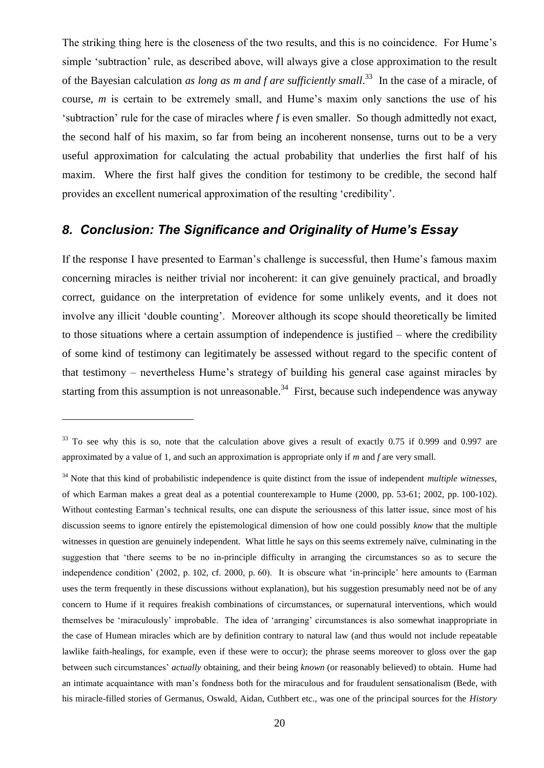The striking thing here is the closeness of the two results, and this is no coincidence. For Hume's simple 'subtraction' rule, as described above, will always give a close approximation to the result of the Bayesian calculation *as long as $m$ and $f$ are sufficiently small*.[33] In the case of a miracle, of course, $m$ is certain to be extremely small, and Hume's maxim only sanctions the use of his 'subtraction' rule for the case of miracles where $f$ is even smaller. So though admittedly not exact, the second half of his maxim, so far from being an incoherent nonsense, turns out to be a very useful approximation for calculating the actual probability that underlies the first half of his maxim. Where the first half gives the condition for testimony to be credible, the second half provides an excellent numerical approximation of the resulting 'credibility'.

## *8. Conclusion: The Significance and Originality of Hume's Essay*

If the response I have presented to Earman's challenge is successful, then Hume's famous maxim concerning miracles is neither trivial nor incoherent: it can give genuinely practical, and broadly correct, guidance on the interpretation of evidence for some unlikely events, and it does not involve any illicit 'double counting'. Moreover although its scope should theoretically be limited to those situations where a certain assumption of independence is justified – where the credibility of some kind of testimony can legitimately be assessed without regard to the specific content of that testimony – nevertheless Hume's strategy of building his general case against miracles by starting from this assumption is not unreasonable.[34] First, because such independence was anyway

---

[33] To see why this is so, note that the calculation above gives a result of exactly 0.75 if 0.999 and 0.997 are approximated by a value of 1, and such an approximation is appropriate only if $m$ and $f$ are very small.

[34] Note that this kind of probabilistic independence is quite distinct from the issue of independent *multiple witnesses*, of which Earman makes a great deal as a potential counterexample to Hume (2000, pp. 53-61; 2002, pp. 100-102). Without contesting Earman's technical results, one can dispute the seriousness of this latter issue, since most of his discussion seems to ignore entirely the epistemological dimension of how one could possibly *know* that the multiple witnesses in question are genuinely independent. What little he says on this seems extremely naïve, culminating in the suggestion that 'there seems to be no in-principle difficulty in arranging the circumstances so as to secure the independence condition' (2002, p. 102, cf. 2000, p. 60). It is obscure what 'in-principle' here amounts to (Earman uses the term frequently in these discussions without explanation), but his suggestion presumably need not be of any concern to Hume if it requires freakish combinations of circumstances, or supernatural interventions, which would themselves be 'miraculously' improbable. The idea of 'arranging' circumstances is also somewhat inappropriate in the case of Humean miracles which are by definition contrary to natural law (and thus would not include repeatable lawlike faith-healings, for example, even if these were to occur); the phrase seems moreover to gloss over the gap between such circumstances' *actually* obtaining, and their being *known* (or reasonably believed) to obtain. Hume had an intimate acquaintance with man's fondness both for the miraculous and for fraudulent sensationalism (Bede, with his miracle-filled stories of Germanus, Oswald, Aidan, Cuthbert etc., was one of the principal sources for the *History*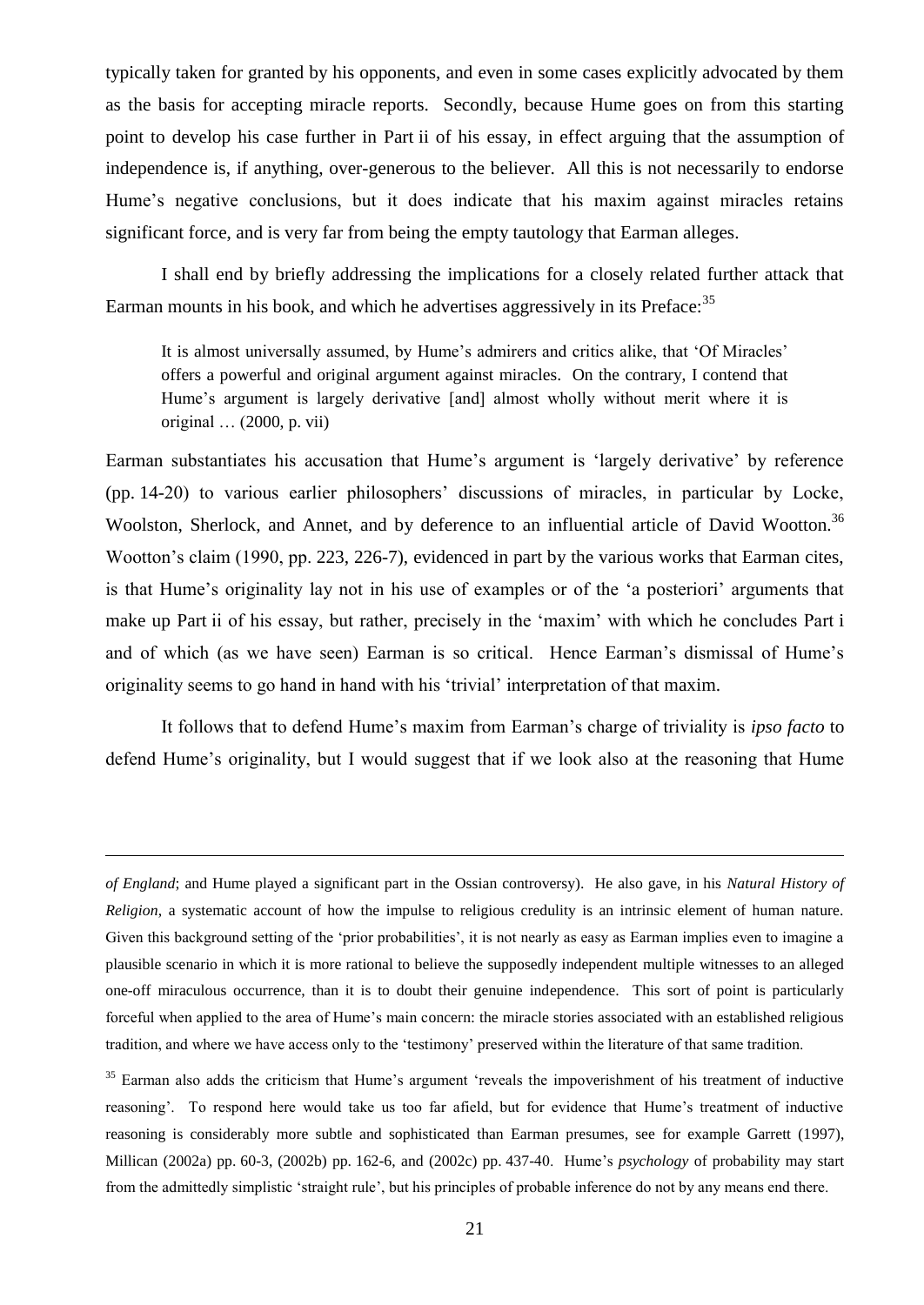typically taken for granted by his opponents, and even in some cases explicitly advocated by them as the basis for accepting miracle reports. Secondly, because Hume goes on from this starting point to develop his case further in Part ii of his essay, in effect arguing that the assumption of independence is, if anything, over-generous to the believer. All this is not necessarily to endorse Hume's negative conclusions, but it does indicate that his maxim against miracles retains significant force, and is very far from being the empty tautology that Earman alleges.

I shall end by briefly addressing the implications for a closely related further attack that Earman mounts in his book, and which he advertises aggressively in its Preface:[35]

> It is almost universally assumed, by Hume's admirers and critics alike, that 'Of Miracles' offers a powerful and original argument against miracles. On the contrary, I contend that Hume's argument is largely derivative [and] almost wholly without merit where it is original … (2000, p. vii)

Earman substantiates his accusation that Hume's argument is 'largely derivative' by reference (pp. 14-20) to various earlier philosophers' discussions of miracles, in particular by Locke, Woolston, Sherlock, and Annet, and by deference to an influential article of David Wootton.[36] Wootton's claim (1990, pp. 223, 226-7), evidenced in part by the various works that Earman cites, is that Hume's originality lay not in his use of examples or of the 'a posteriori' arguments that make up Part ii of his essay, but rather, precisely in the 'maxim' with which he concludes Part i and of which (as we have seen) Earman is so critical. Hence Earman's dismissal of Hume's originality seems to go hand in hand with his 'trivial' interpretation of that maxim.

It follows that to defend Hume's maxim from Earman's charge of triviality is *ipso facto* to defend Hume's originality, but I would suggest that if we look also at the reasoning that Hume

---

*of England*; and Hume played a significant part in the Ossian controversy). He also gave, in his *Natural History of Religion*, a systematic account of how the impulse to religious credulity is an intrinsic element of human nature. Given this background setting of the 'prior probabilities', it is not nearly as easy as Earman implies even to imagine a plausible scenario in which it is more rational to believe the supposedly independent multiple witnesses to an alleged one-off miraculous occurrence, than it is to doubt their genuine independence. This sort of point is particularly forceful when applied to the area of Hume's main concern: the miracle stories associated with an established religious tradition, and where we have access only to the 'testimony' preserved within the literature of that same tradition.

[35] Earman also adds the criticism that Hume's argument 'reveals the impoverishment of his treatment of inductive reasoning'. To respond here would take us too far afield, but for evidence that Hume's treatment of inductive reasoning is considerably more subtle and sophisticated than Earman presumes, see for example Garrett (1997), Millican (2002a) pp. 60-3, (2002b) pp. 162-6, and (2002c) pp. 437-40. Hume's *psychology* of probability may start from the admittedly simplistic 'straight rule', but his principles of probable inference do not by any means end there.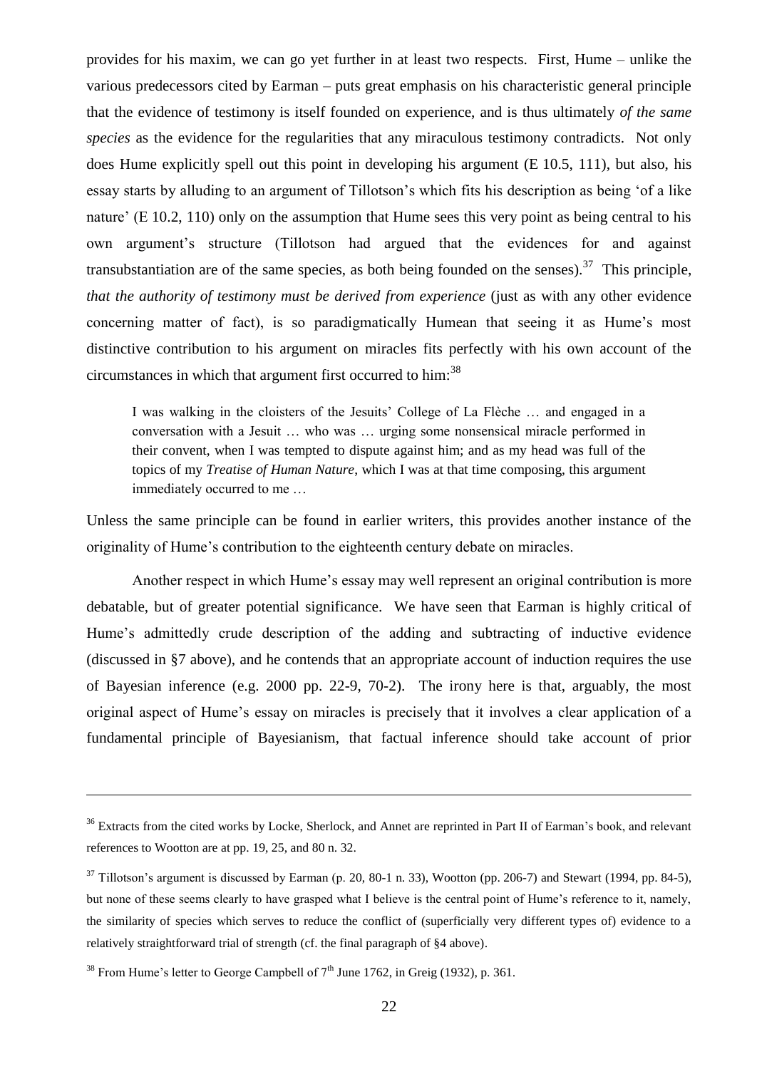provides for his maxim, we can go yet further in at least two respects. First, Hume – unlike the various predecessors cited by Earman – puts great emphasis on his characteristic general principle that the evidence of testimony is itself founded on experience, and is thus ultimately *of the same species* as the evidence for the regularities that any miraculous testimony contradicts. Not only does Hume explicitly spell out this point in developing his argument (E 10.5, 111), but also, his essay starts by alluding to an argument of Tillotson's which fits his description as being 'of a like nature' (E 10.2, 110) only on the assumption that Hume sees this very point as being central to his own argument's structure (Tillotson had argued that the evidences for and against transubstantiation are of the same species, as both being founded on the senses).[37] This principle, *that the authority of testimony must be derived from experience* (just as with any other evidence concerning matter of fact), is so paradigmatically Humean that seeing it as Hume's most distinctive contribution to his argument on miracles fits perfectly with his own account of the circumstances in which that argument first occurred to him:[38]

> I was walking in the cloisters of the Jesuits' College of La Flèche … and engaged in a conversation with a Jesuit … who was … urging some nonsensical miracle performed in their convent, when I was tempted to dispute against him; and as my head was full of the topics of my *Treatise of Human Nature*, which I was at that time composing, this argument immediately occurred to me …

Unless the same principle can be found in earlier writers, this provides another instance of the originality of Hume's contribution to the eighteenth century debate on miracles.

Another respect in which Hume's essay may well represent an original contribution is more debatable, but of greater potential significance. We have seen that Earman is highly critical of Hume's admittedly crude description of the adding and subtracting of inductive evidence (discussed in §7 above), and he contends that an appropriate account of induction requires the use of Bayesian inference (e.g. 2000 pp. 22-9, 70-2). The irony here is that, arguably, the most original aspect of Hume's essay on miracles is precisely that it involves a clear application of a fundamental principle of Bayesianism, that factual inference should take account of prior

---

[36] Extracts from the cited works by Locke, Sherlock, and Annet are reprinted in Part II of Earman's book, and relevant references to Wootton are at pp. 19, 25, and 80 n. 32.

[37] Tillotson's argument is discussed by Earman (p. 20, 80-1 n. 33), Wootton (pp. 206-7) and Stewart (1994, pp. 84-5), but none of these seems clearly to have grasped what I believe is the central point of Hume's reference to it, namely, the similarity of species which serves to reduce the conflict of (superficially very different types of) evidence to a relatively straightforward trial of strength (cf. the final paragraph of §4 above).

[38] From Hume's letter to George Campbell of 7th June 1762, in Greig (1932), p. 361.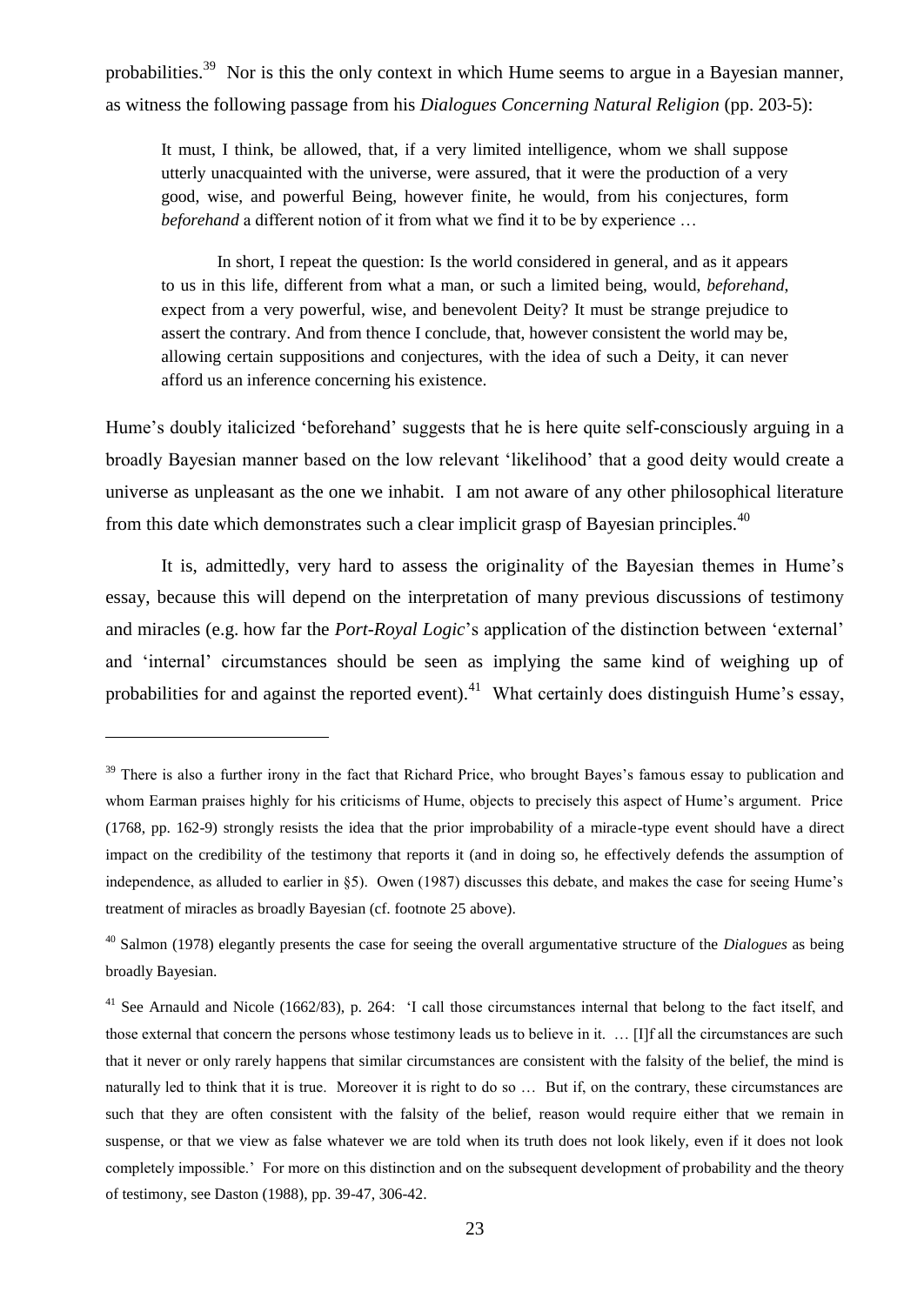probabilities.[39] Nor is this the only context in which Hume seems to argue in a Bayesian manner, as witness the following passage from his *Dialogues Concerning Natural Religion* (pp. 203-5):

> It must, I think, be allowed, that, if a very limited intelligence, whom we shall suppose utterly unacquainted with the universe, were assured, that it were the production of a very good, wise, and powerful Being, however finite, he would, from his conjectures, form *beforehand* a different notion of it from what we find it to be by experience …
>
> In short, I repeat the question: Is the world considered in general, and as it appears to us in this life, different from what a man, or such a limited being, would, *beforehand*, expect from a very powerful, wise, and benevolent Deity? It must be strange prejudice to assert the contrary. And from thence I conclude, that, however consistent the world may be, allowing certain suppositions and conjectures, with the idea of such a Deity, it can never afford us an inference concerning his existence.

Hume's doubly italicized 'beforehand' suggests that he is here quite self-consciously arguing in a broadly Bayesian manner based on the low relevant 'likelihood' that a good deity would create a universe as unpleasant as the one we inhabit. I am not aware of any other philosophical literature from this date which demonstrates such a clear implicit grasp of Bayesian principles.[40]

It is, admittedly, very hard to assess the originality of the Bayesian themes in Hume's essay, because this will depend on the interpretation of many previous discussions of testimony and miracles (e.g. how far the *Port-Royal Logic*'s application of the distinction between 'external' and 'internal' circumstances should be seen as implying the same kind of weighing up of probabilities for and against the reported event).[41] What certainly does distinguish Hume's essay,

---

[39] There is also a further irony in the fact that Richard Price, who brought Bayes's famous essay to publication and whom Earman praises highly for his criticisms of Hume, objects to precisely this aspect of Hume's argument. Price (1768, pp. 162-9) strongly resists the idea that the prior improbability of a miracle-type event should have a direct impact on the credibility of the testimony that reports it (and in doing so, he effectively defends the assumption of independence, as alluded to earlier in §5). Owen (1987) discusses this debate, and makes the case for seeing Hume's treatment of miracles as broadly Bayesian (cf. footnote 25 above).

[40] Salmon (1978) elegantly presents the case for seeing the overall argumentative structure of the *Dialogues* as being broadly Bayesian.

[41] See Arnauld and Nicole (1662/83), p. 264: 'I call those circumstances internal that belong to the fact itself, and those external that concern the persons whose testimony leads us to believe in it. … [I]f all the circumstances are such that it never or only rarely happens that similar circumstances are consistent with the falsity of the belief, the mind is naturally led to think that it is true. Moreover it is right to do so … But if, on the contrary, these circumstances are such that they are often consistent with the falsity of the belief, reason would require either that we remain in suspense, or that we view as false whatever we are told when its truth does not look likely, even if it does not look completely impossible.' For more on this distinction and on the subsequent development of probability and the theory of testimony, see Daston (1988), pp. 39-47, 306-42.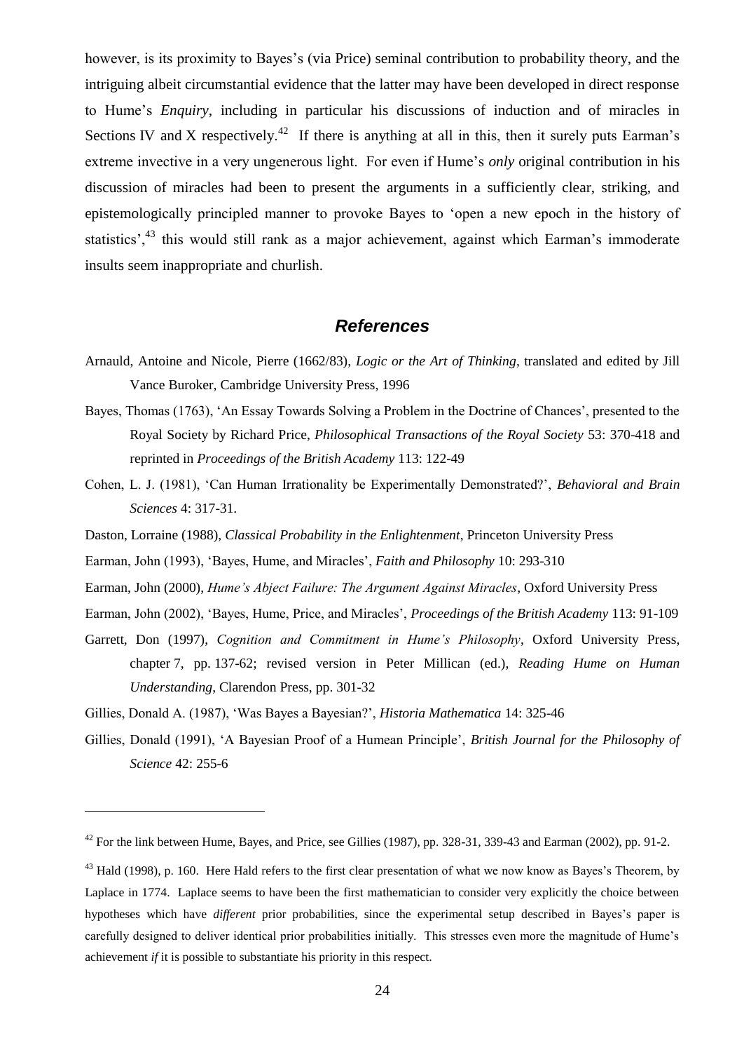however, is its proximity to Bayes's (via Price) seminal contribution to probability theory, and the intriguing albeit circumstantial evidence that the latter may have been developed in direct response to Hume's *Enquiry*, including in particular his discussions of induction and of miracles in Sections IV and X respectively.[42] If there is anything at all in this, then it surely puts Earman's extreme invective in a very ungenerous light. For even if Hume's *only* original contribution in his discussion of miracles had been to present the arguments in a sufficiently clear, striking, and epistemologically principled manner to provoke Bayes to 'open a new epoch in the history of statistics',[43] this would still rank as a major achievement, against which Earman's immoderate insults seem inappropriate and churlish.

## *References*

Arnauld, Antoine and Nicole, Pierre (1662/83), *Logic or the Art of Thinking*, translated and edited by Jill Vance Buroker, Cambridge University Press, 1996

Bayes, Thomas (1763), 'An Essay Towards Solving a Problem in the Doctrine of Chances', presented to the Royal Society by Richard Price, *Philosophical Transactions of the Royal Society* 53: 370-418 and reprinted in *Proceedings of the British Academy* 113: 122-49

Cohen, L. J. (1981), 'Can Human Irrationality be Experimentally Demonstrated?', *Behavioral and Brain Sciences* 4: 317-31.

Daston, Lorraine (1988), *Classical Probability in the Enlightenment*, Princeton University Press

Earman, John (1993), 'Bayes, Hume, and Miracles', *Faith and Philosophy* 10: 293-310

Earman, John (2000), *Hume's Abject Failure: The Argument Against Miracles*, Oxford University Press

Earman, John (2002), 'Bayes, Hume, Price, and Miracles', *Proceedings of the British Academy* 113: 91-109

Garrett, Don (1997), *Cognition and Commitment in Hume's Philosophy*, Oxford University Press, chapter 7, pp. 137-62; revised version in Peter Millican (ed.), *Reading Hume on Human Understanding*, Clarendon Press, pp. 301-32

Gillies, Donald A. (1987), 'Was Bayes a Bayesian?', *Historia Mathematica* 14: 325-46

Gillies, Donald (1991), 'A Bayesian Proof of a Humean Principle', *British Journal for the Philosophy of Science* 42: 255-6

---

[42] For the link between Hume, Bayes, and Price, see Gillies (1987), pp. 328-31, 339-43 and Earman (2002), pp. 91-2.

[43] Hald (1998), p. 160. Here Hald refers to the first clear presentation of what we now know as Bayes's Theorem, by Laplace in 1774. Laplace seems to have been the first mathematician to consider very explicitly the choice between hypotheses which have *different* prior probabilities, since the experimental setup described in Bayes's paper is carefully designed to deliver identical prior probabilities initially. This stresses even more the magnitude of Hume's achievement *if* it is possible to substantiate his priority in this respect.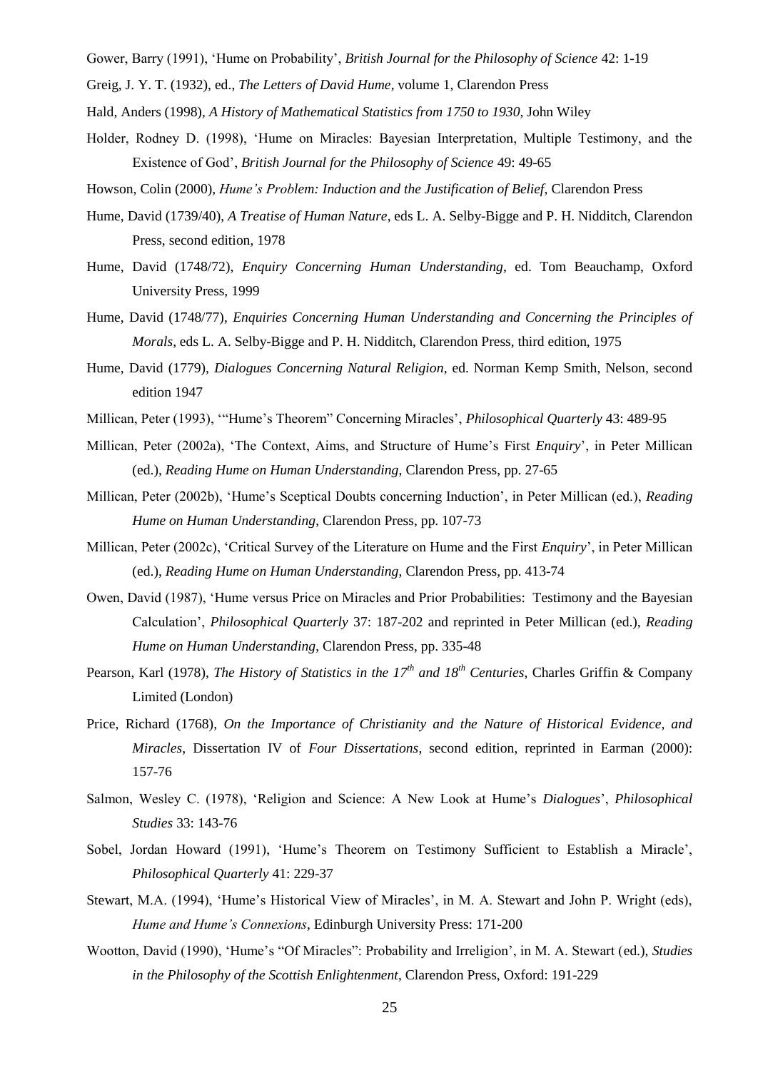Gower, Barry (1991), 'Hume on Probability', *British Journal for the Philosophy of Science* 42: 1-19

Greig, J. Y. T. (1932), ed., *The Letters of David Hume*, volume 1, Clarendon Press

Hald, Anders (1998), *A History of Mathematical Statistics from 1750 to 1930*, John Wiley

Holder, Rodney D. (1998), 'Hume on Miracles: Bayesian Interpretation, Multiple Testimony, and the Existence of God', *British Journal for the Philosophy of Science* 49: 49-65

Howson, Colin (2000), *Hume's Problem: Induction and the Justification of Belief*, Clarendon Press

Hume, David (1739/40), *A Treatise of Human Nature*, eds L. A. Selby-Bigge and P. H. Nidditch, Clarendon Press, second edition, 1978

Hume, David (1748/72), *Enquiry Concerning Human Understanding*, ed. Tom Beauchamp, Oxford University Press, 1999

Hume, David (1748/77), *Enquiries Concerning Human Understanding and Concerning the Principles of Morals*, eds L. A. Selby-Bigge and P. H. Nidditch, Clarendon Press, third edition, 1975

Hume, David (1779), *Dialogues Concerning Natural Religion*, ed. Norman Kemp Smith, Nelson, second edition 1947

Millican, Peter (1993), '"Hume's Theorem" Concerning Miracles', *Philosophical Quarterly* 43: 489-95

Millican, Peter (2002a), 'The Context, Aims, and Structure of Hume's First *Enquiry*', in Peter Millican (ed.), *Reading Hume on Human Understanding*, Clarendon Press, pp. 27-65

Millican, Peter (2002b), 'Hume's Sceptical Doubts concerning Induction', in Peter Millican (ed.), *Reading Hume on Human Understanding*, Clarendon Press, pp. 107-73

Millican, Peter (2002c), 'Critical Survey of the Literature on Hume and the First *Enquiry*', in Peter Millican (ed.), *Reading Hume on Human Understanding*, Clarendon Press, pp. 413-74

Owen, David (1987), 'Hume versus Price on Miracles and Prior Probabilities: Testimony and the Bayesian Calculation', *Philosophical Quarterly* 37: 187-202 and reprinted in Peter Millican (ed.), *Reading Hume on Human Understanding*, Clarendon Press, pp. 335-48

Pearson, Karl (1978), *The History of Statistics in the 17th and 18th Centuries*, Charles Griffin & Company Limited (London)

Price, Richard (1768), *On the Importance of Christianity and the Nature of Historical Evidence, and Miracles*, Dissertation IV of *Four Dissertations*, second edition, reprinted in Earman (2000): 157-76

Salmon, Wesley C. (1978), 'Religion and Science: A New Look at Hume's *Dialogues*', *Philosophical Studies* 33: 143-76

Sobel, Jordan Howard (1991), 'Hume's Theorem on Testimony Sufficient to Establish a Miracle', *Philosophical Quarterly* 41: 229-37

Stewart, M.A. (1994), 'Hume's Historical View of Miracles', in M. A. Stewart and John P. Wright (eds), *Hume and Hume's Connexions*, Edinburgh University Press: 171-200

Wootton, David (1990), 'Hume's "Of Miracles": Probability and Irreligion', in M. A. Stewart (ed.), *Studies in the Philosophy of the Scottish Enlightenment*, Clarendon Press, Oxford: 191-229